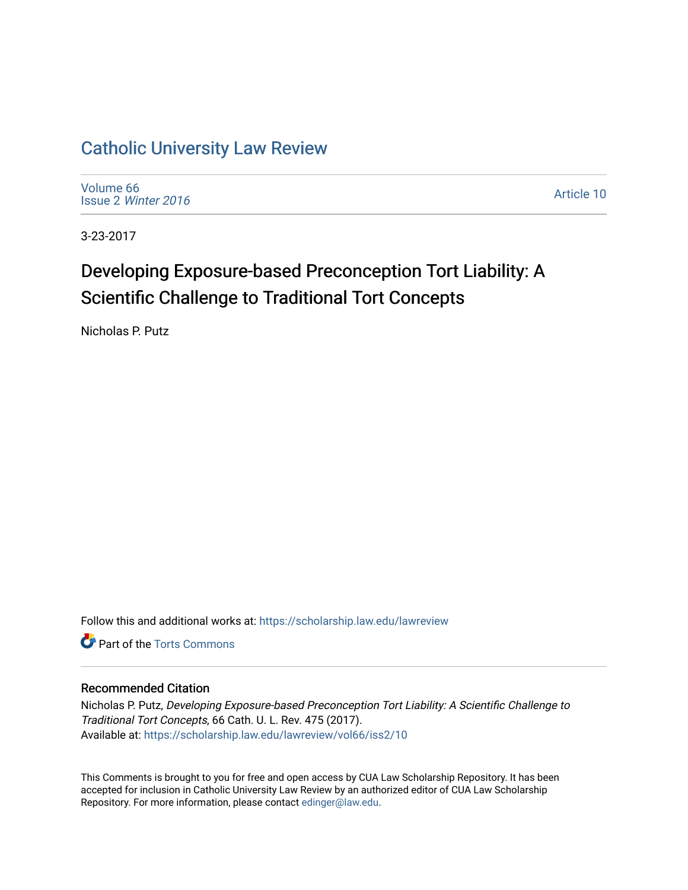# Catholic University Law Review

Volume 66
Issue 2 *Winter 2016*

Article 10

3-23-2017

## Developing Exposure-based Preconception Tort Liability: A Scientific Challenge to Traditional Tort Concepts

Nicholas P. Putz

Follow this and additional works at: https://scholarship.law.edu/lawreview

Part of the Torts Commons

### Recommended Citation

Nicholas P. Putz, *Developing Exposure-based Preconception Tort Liability: A Scientific Challenge to Traditional Tort Concepts*, 66 Cath. U. L. Rev. 475 (2017).
Available at: https://scholarship.law.edu/lawreview/vol66/iss2/10

This Comments is brought to you for free and open access by CUA Law Scholarship Repository. It has been accepted for inclusion in Catholic University Law Review by an authorized editor of CUA Law Scholarship Repository. For more information, please contact edinger@law.edu.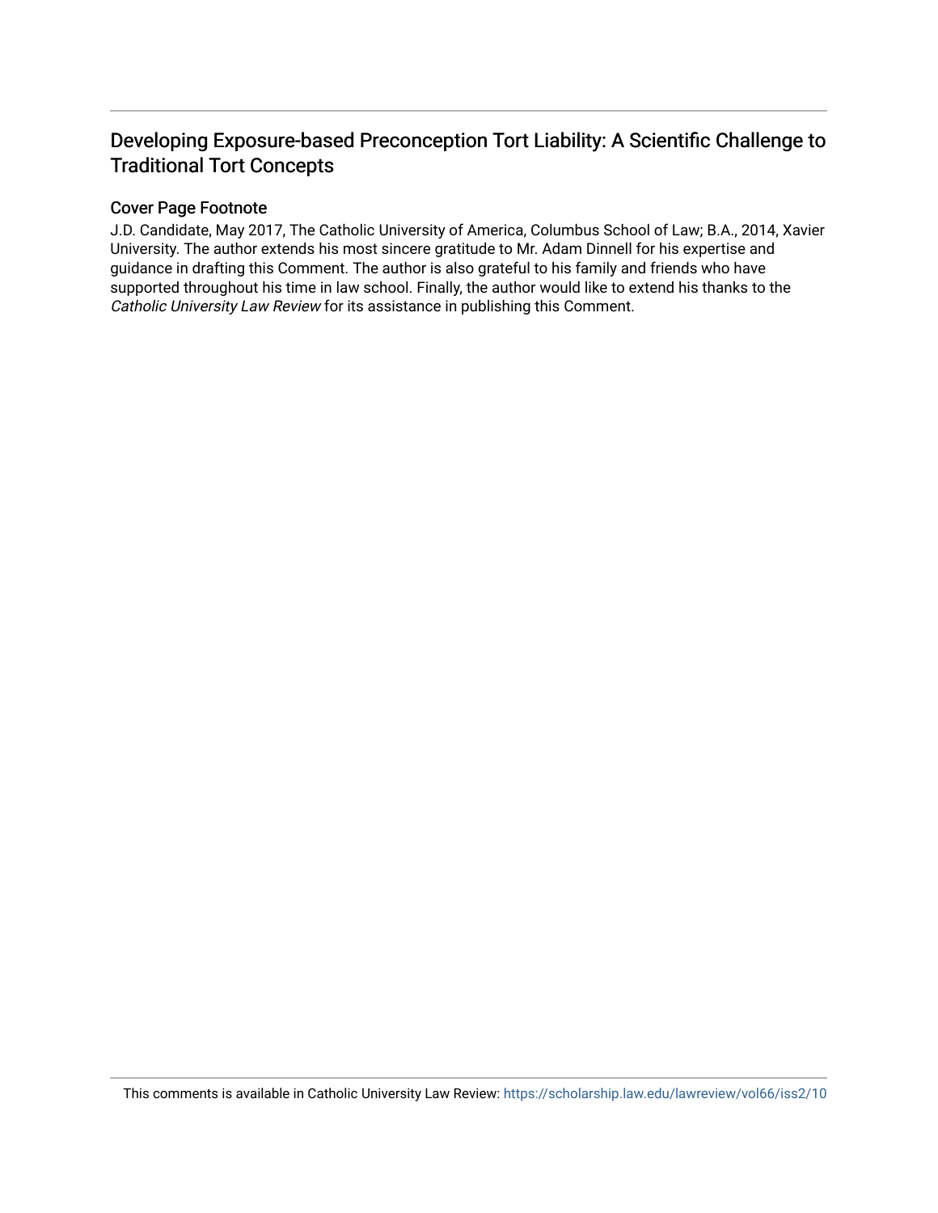# Developing Exposure-based Preconception Tort Liability: A Scientific Challenge to Traditional Tort Concepts

## Cover Page Footnote

J.D. Candidate, May 2017, The Catholic University of America, Columbus School of Law; B.A., 2014, Xavier University. The author extends his most sincere gratitude to Mr. Adam Dinnell for his expertise and guidance in drafting this Comment. The author is also grateful to his family and friends who have supported throughout his time in law school. Finally, the author would like to extend his thanks to the *Catholic University Law Review* for its assistance in publishing this Comment.

This comments is available in Catholic University Law Review: https://scholarship.law.edu/lawreview/vol66/iss2/10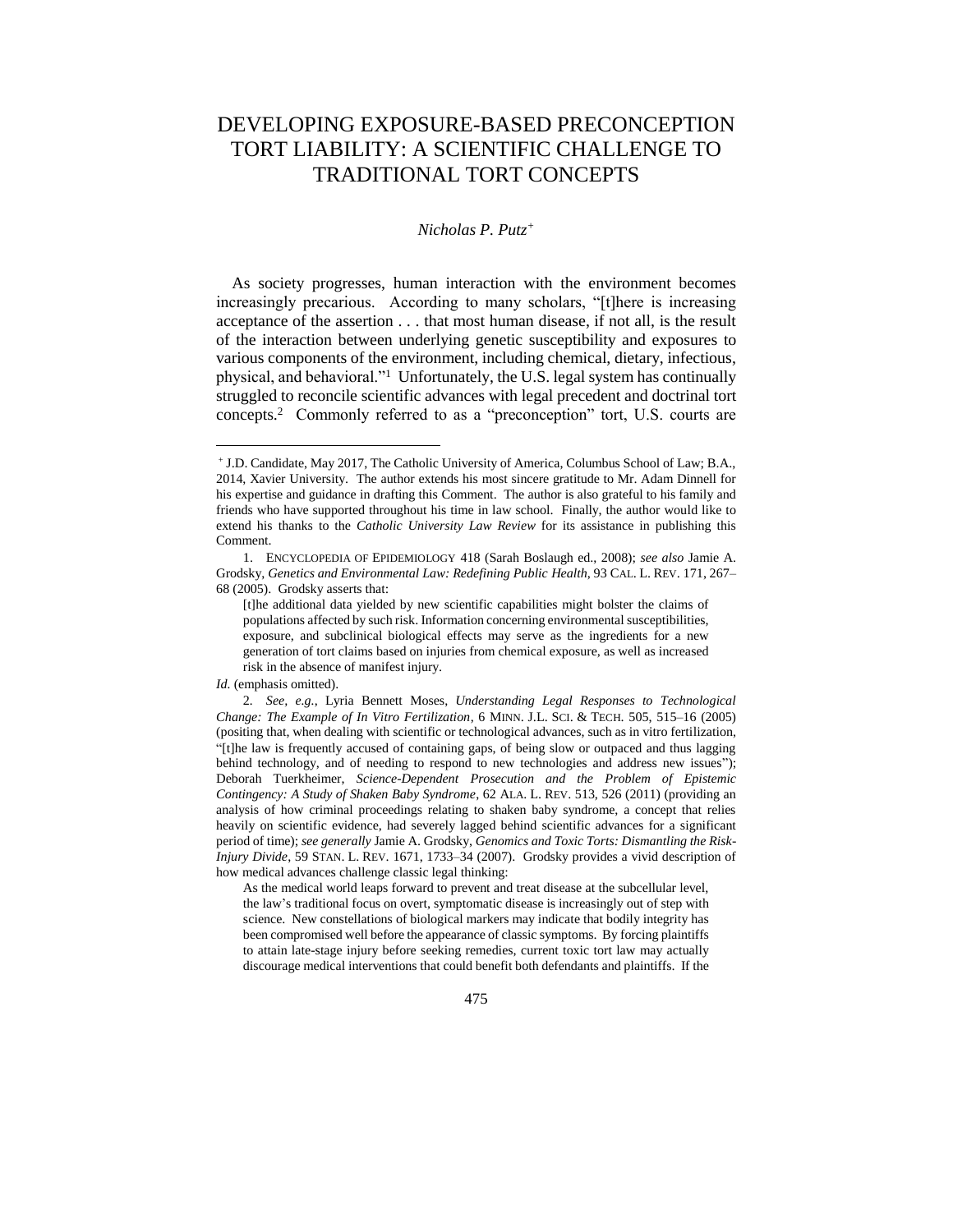# DEVELOPING EXPOSURE-BASED PRECONCEPTION TORT LIABILITY: A SCIENTIFIC CHALLENGE TO TRADITIONAL TORT CONCEPTS

*Nicholas P. Putz*[+]

As society progresses, human interaction with the environment becomes increasingly precarious. According to many scholars, "[t]here is increasing acceptance of the assertion . . . that most human disease, if not all, is the result of the interaction between underlying genetic susceptibility and exposures to various components of the environment, including chemical, dietary, infectious, physical, and behavioral."[1] Unfortunately, the U.S. legal system has continually struggled to reconcile scientific advances with legal precedent and doctrinal tort concepts.[2] Commonly referred to as a "preconception" tort, U.S. courts are

---

[+] J.D. Candidate, May 2017, The Catholic University of America, Columbus School of Law; B.A., 2014, Xavier University. The author extends his most sincere gratitude to Mr. Adam Dinnell for his expertise and guidance in drafting this Comment. The author is also grateful to his family and friends who have supported throughout his time in law school. Finally, the author would like to extend his thanks to the *Catholic University Law Review* for its assistance in publishing this Comment.

1. ENCYCLOPEDIA OF EPIDEMIOLOGY 418 (Sarah Boslaugh ed., 2008); *see also* Jamie A. Grodsky, *Genetics and Environmental Law: Redefining Public Health*, 93 CAL. L. REV. 171, 267–68 (2005). Grodsky asserts that:

> [t]he additional data yielded by new scientific capabilities might bolster the claims of populations affected by such risk. Information concerning environmental susceptibilities, exposure, and subclinical biological effects may serve as the ingredients for a new generation of tort claims based on injuries from chemical exposure, as well as increased risk in the absence of manifest injury.

*Id.* (emphasis omitted).

2. *See, e.g.*, Lyria Bennett Moses, *Understanding Legal Responses to Technological Change: The Example of In Vitro Fertilization*, 6 MINN. J.L. SCI. & TECH. 505, 515–16 (2005) (positing that, when dealing with scientific or technological advances, such as in vitro fertilization, "[t]he law is frequently accused of containing gaps, of being slow or outpaced and thus lagging behind technology, and of needing to respond to new technologies and address new issues"); Deborah Tuerkheimer, *Science-Dependent Prosecution and the Problem of Epistemic Contingency: A Study of Shaken Baby Syndrome*, 62 ALA. L. REV. 513, 526 (2011) (providing an analysis of how criminal proceedings relating to shaken baby syndrome, a concept that relies heavily on scientific evidence, had severely lagged behind scientific advances for a significant period of time); *see generally* Jamie A. Grodsky, *Genomics and Toxic Torts: Dismantling the Risk-Injury Divide*, 59 STAN. L. REV. 1671, 1733–34 (2007). Grodsky provides a vivid description of how medical advances challenge classic legal thinking:

> As the medical world leaps forward to prevent and treat disease at the subcellular level, the law's traditional focus on overt, symptomatic disease is increasingly out of step with science. New constellations of biological markers may indicate that bodily integrity has been compromised well before the appearance of classic symptoms. By forcing plaintiffs to attain late-stage injury before seeking remedies, current toxic tort law may actually discourage medical interventions that could benefit both defendants and plaintiffs. If the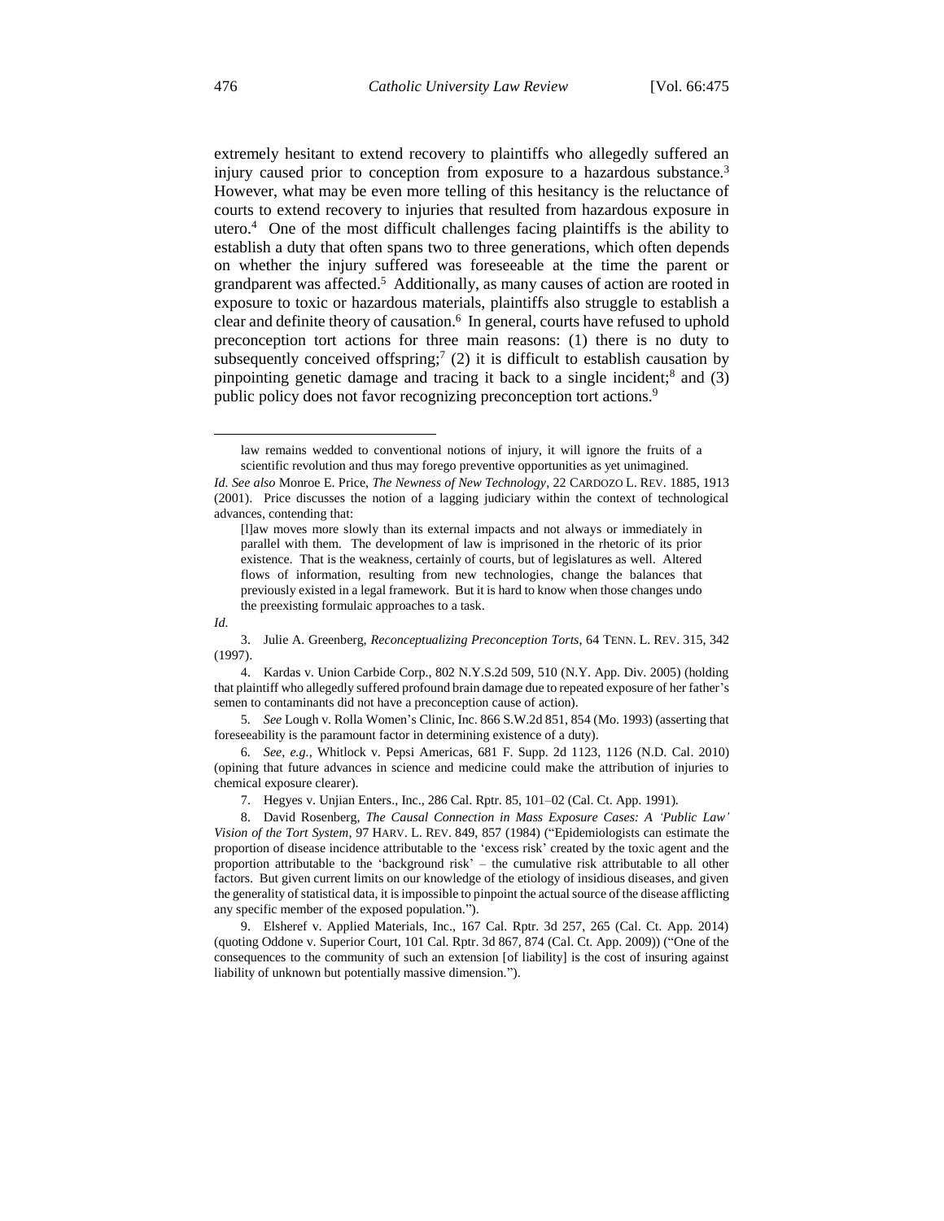extremely hesitant to extend recovery to plaintiffs who allegedly suffered an injury caused prior to conception from exposure to a hazardous substance.[3] However, what may be even more telling of this hesitancy is the reluctance of courts to extend recovery to injuries that resulted from hazardous exposure in utero.[4] One of the most difficult challenges facing plaintiffs is the ability to establish a duty that often spans two to three generations, which often depends on whether the injury suffered was foreseeable at the time the parent or grandparent was affected.[5] Additionally, as many causes of action are rooted in exposure to toxic or hazardous materials, plaintiffs also struggle to establish a clear and definite theory of causation.[6] In general, courts have refused to uphold preconception tort actions for three main reasons: (1) there is no duty to subsequently conceived offspring;[7] (2) it is difficult to establish causation by pinpointing genetic damage and tracing it back to a single incident;[8] and (3) public policy does not favor recognizing preconception tort actions.[9]

---

> law remains wedded to conventional notions of injury, it will ignore the fruits of a scientific revolution and thus may forego preventive opportunities as yet unimagined.

*Id. See also* Monroe E. Price, *The Newness of New Technology*, 22 CARDOZO L. REV. 1885, 1913 (2001). Price discusses the notion of a lagging judiciary within the context of technological advances, contending that:

> [l]aw moves more slowly than its external impacts and not always or immediately in parallel with them. The development of law is imprisoned in the rhetoric of its prior existence. That is the weakness, certainly of courts, but of legislatures as well. Altered flows of information, resulting from new technologies, change the balances that previously existed in a legal framework. But it is hard to know when those changes undo the preexisting formulaic approaches to a task.

*Id.*

3. Julie A. Greenberg, *Reconceptualizing Preconception Torts*, 64 TENN. L. REV. 315, 342 (1997).

4. Kardas v. Union Carbide Corp., 802 N.Y.S.2d 509, 510 (N.Y. App. Div. 2005) (holding that plaintiff who allegedly suffered profound brain damage due to repeated exposure of her father's semen to contaminants did not have a preconception cause of action).

5. *See* Lough v. Rolla Women's Clinic, Inc. 866 S.W.2d 851, 854 (Mo. 1993) (asserting that foreseeability is the paramount factor in determining existence of a duty).

6. *See, e.g.*, Whitlock v. Pepsi Americas, 681 F. Supp. 2d 1123, 1126 (N.D. Cal. 2010) (opining that future advances in science and medicine could make the attribution of injuries to chemical exposure clearer).

7. Hegyes v. Unjian Enters., Inc., 286 Cal. Rptr. 85, 101–02 (Cal. Ct. App. 1991).

8. David Rosenberg, *The Causal Connection in Mass Exposure Cases: A 'Public Law' Vision of the Tort System*, 97 HARV. L. REV. 849, 857 (1984) ("Epidemiologists can estimate the proportion of disease incidence attributable to the 'excess risk' created by the toxic agent and the proportion attributable to the 'background risk' – the cumulative risk attributable to all other factors. But given current limits on our knowledge of the etiology of insidious diseases, and given the generality of statistical data, it is impossible to pinpoint the actual source of the disease afflicting any specific member of the exposed population.").

9. Elsheref v. Applied Materials, Inc., 167 Cal. Rptr. 3d 257, 265 (Cal. Ct. App. 2014) (quoting Oddone v. Superior Court, 101 Cal. Rptr. 3d 867, 874 (Cal. Ct. App. 2009)) ("One of the consequences to the community of such an extension [of liability] is the cost of insuring against liability of unknown but potentially massive dimension.").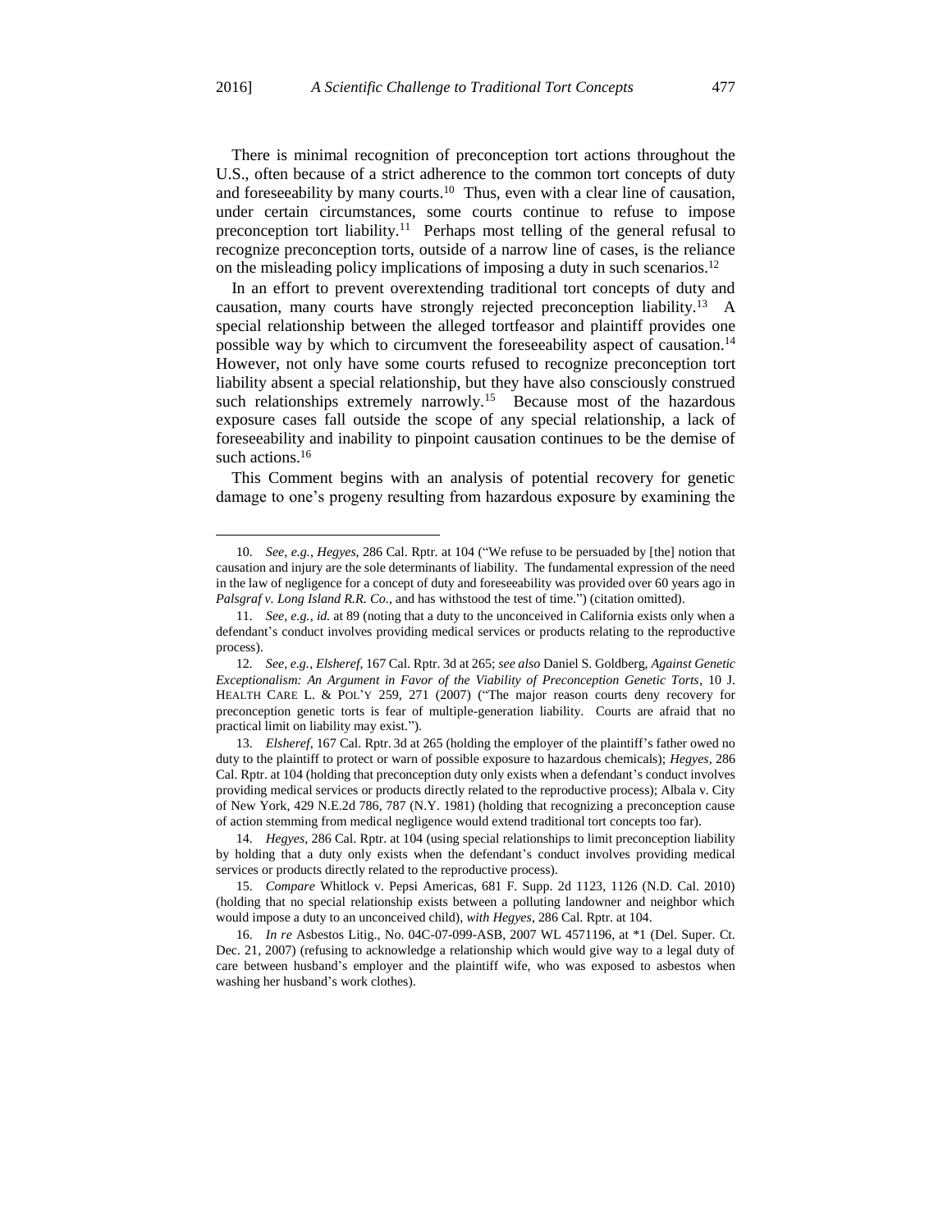There is minimal recognition of preconception tort actions throughout the U.S., often because of a strict adherence to the common tort concepts of duty and foreseeability by many courts.[10] Thus, even with a clear line of causation, under certain circumstances, some courts continue to refuse to impose preconception tort liability.[11] Perhaps most telling of the general refusal to recognize preconception torts, outside of a narrow line of cases, is the reliance on the misleading policy implications of imposing a duty in such scenarios.[12]

In an effort to prevent overextending traditional tort concepts of duty and causation, many courts have strongly rejected preconception liability.[13] A special relationship between the alleged tortfeasor and plaintiff provides one possible way by which to circumvent the foreseeability aspect of causation.[14] However, not only have some courts refused to recognize preconception tort liability absent a special relationship, but they have also consciously construed such relationships extremely narrowly.[15] Because most of the hazardous exposure cases fall outside the scope of any special relationship, a lack of foreseeability and inability to pinpoint causation continues to be the demise of such actions.[16]

This Comment begins with an analysis of potential recovery for genetic damage to one's progeny resulting from hazardous exposure by examining the

---

10. *See, e.g.*, *Hegyes*, 286 Cal. Rptr. at 104 ("We refuse to be persuaded by [the] notion that causation and injury are the sole determinants of liability. The fundamental expression of the need in the law of negligence for a concept of duty and foreseeability was provided over 60 years ago in *Palsgraf v. Long Island R.R. Co.*, and has withstood the test of time.") (citation omitted).

11. *See, e.g.*, *id.* at 89 (noting that a duty to the unconceived in California exists only when a defendant's conduct involves providing medical services or products relating to the reproductive process).

12. *See, e.g.*, *Elsheref*, 167 Cal. Rptr. 3d at 265; *see also* Daniel S. Goldberg, *Against Genetic Exceptionalism: An Argument in Favor of the Viability of Preconception Genetic Torts*, 10 J. HEALTH CARE L. & POL'Y 259, 271 (2007) ("The major reason courts deny recovery for preconception genetic torts is fear of multiple-generation liability. Courts are afraid that no practical limit on liability may exist.").

13. *Elsheref*, 167 Cal. Rptr. 3d at 265 (holding the employer of the plaintiff's father owed no duty to the plaintiff to protect or warn of possible exposure to hazardous chemicals); *Hegyes*, 286 Cal. Rptr. at 104 (holding that preconception duty only exists when a defendant's conduct involves providing medical services or products directly related to the reproductive process); Albala v. City of New York, 429 N.E.2d 786, 787 (N.Y. 1981) (holding that recognizing a preconception cause of action stemming from medical negligence would extend traditional tort concepts too far).

14. *Hegyes*, 286 Cal. Rptr. at 104 (using special relationships to limit preconception liability by holding that a duty only exists when the defendant's conduct involves providing medical services or products directly related to the reproductive process).

15. *Compare* Whitlock v. Pepsi Americas, 681 F. Supp. 2d 1123, 1126 (N.D. Cal. 2010) (holding that no special relationship exists between a polluting landowner and neighbor which would impose a duty to an unconceived child), *with Hegyes*, 286 Cal. Rptr. at 104.

16. *In re* Asbestos Litig., No. 04C-07-099-ASB, 2007 WL 4571196, at *1 (Del. Super. Ct. Dec. 21, 2007) (refusing to acknowledge a relationship which would give way to a legal duty of care between husband's employer and the plaintiff wife, who was exposed to asbestos when washing her husband's work clothes).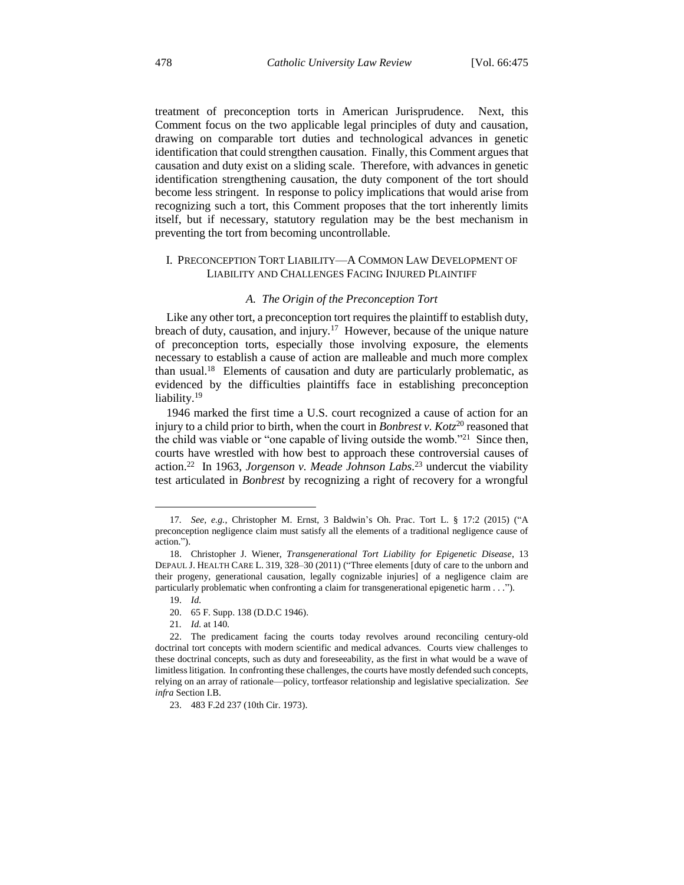treatment of preconception torts in American Jurisprudence. Next, this Comment focus on the two applicable legal principles of duty and causation, drawing on comparable tort duties and technological advances in genetic identification that could strengthen causation. Finally, this Comment argues that causation and duty exist on a sliding scale. Therefore, with advances in genetic identification strengthening causation, the duty component of the tort should become less stringent. In response to policy implications that would arise from recognizing such a tort, this Comment proposes that the tort inherently limits itself, but if necessary, statutory regulation may be the best mechanism in preventing the tort from becoming uncontrollable.

## I. PRECONCEPTION TORT LIABILITY—A COMMON LAW DEVELOPMENT OF LIABILITY AND CHALLENGES FACING INJURED PLAINTIFF

### *A. The Origin of the Preconception Tort*

Like any other tort, a preconception tort requires the plaintiff to establish duty, breach of duty, causation, and injury.[17] However, because of the unique nature of preconception torts, especially those involving exposure, the elements necessary to establish a cause of action are malleable and much more complex than usual.[18] Elements of causation and duty are particularly problematic, as evidenced by the difficulties plaintiffs face in establishing preconception liability.[19]

1946 marked the first time a U.S. court recognized a cause of action for an injury to a child prior to birth, when the court in *Bonbrest v. Kotz*[20] reasoned that the child was viable or "one capable of living outside the womb."[21] Since then, courts have wrestled with how best to approach these controversial causes of action.[22] In 1963, *Jorgenson v. Meade Johnson Labs.*[23] undercut the viability test articulated in *Bonbrest* by recognizing a right of recovery for a wrongful

---

17. *See, e.g.*, Christopher M. Ernst, 3 Baldwin's Oh. Prac. Tort L. § 17:2 (2015) ("A preconception negligence claim must satisfy all the elements of a traditional negligence cause of action.").

18. Christopher J. Wiener, *Transgenerational Tort Liability for Epigenetic Disease*, 13 DEPAUL J. HEALTH CARE L. 319, 328–30 (2011) ("Three elements [duty of care to the unborn and their progeny, generational causation, legally cognizable injuries] of a negligence claim are particularly problematic when confronting a claim for transgenerational epigenetic harm . . .").

19. *Id.*

20. 65 F. Supp. 138 (D.D.C 1946).

21. *Id.* at 140.

22. The predicament facing the courts today revolves around reconciling century-old doctrinal tort concepts with modern scientific and medical advances. Courts view challenges to these doctrinal concepts, such as duty and foreseeability, as the first in what would be a wave of limitless litigation. In confronting these challenges, the courts have mostly defended such concepts, relying on an array of rationale—policy, tortfeasor relationship and legislative specialization. *See infra* Section I.B.

23. 483 F.2d 237 (10th Cir. 1973).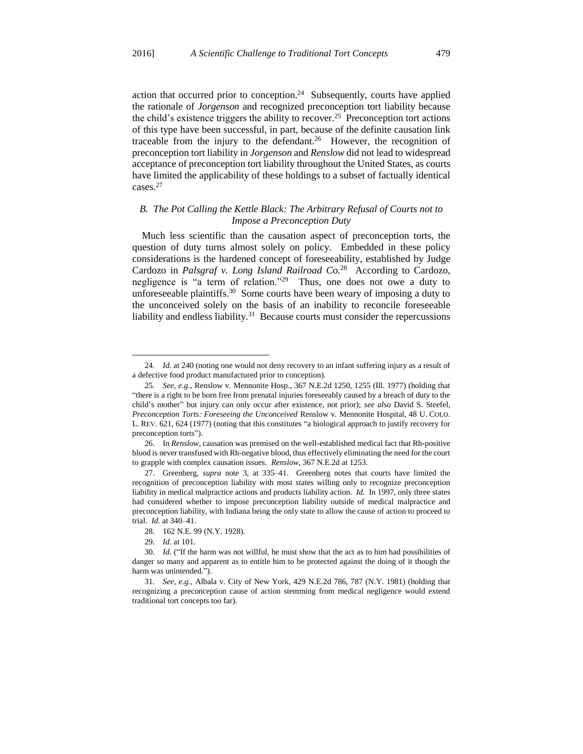action that occurred prior to conception.[24] Subsequently, courts have applied the rationale of *Jorgenson* and recognized preconception tort liability because the child's existence triggers the ability to recover.[25] Preconception tort actions of this type have been successful, in part, because of the definite causation link traceable from the injury to the defendant.[26] However, the recognition of preconception tort liability in *Jorgenson* and *Renslow* did not lead to widespread acceptance of preconception tort liability throughout the United States, as courts have limited the applicability of these holdings to a subset of factually identical cases.[27]

### *B. The Pot Calling the Kettle Black: The Arbitrary Refusal of Courts not to Impose a Preconception Duty*

Much less scientific than the causation aspect of preconception torts, the question of duty turns almost solely on policy. Embedded in these policy considerations is the hardened concept of foreseeability, established by Judge Cardozo in *Palsgraf v. Long Island Railroad Co.*[28] According to Cardozo, negligence is "a term of relation."[29] Thus, one does not owe a duty to unforeseeable plaintiffs.[30] Some courts have been weary of imposing a duty to the unconceived solely on the basis of an inability to reconcile foreseeable liability and endless liability.[31] Because courts must consider the repercussions

---

24. *Id.* at 240 (noting one would not deny recovery to an infant suffering injury as a result of a defective food product manufactured prior to conception).

25. *See, e.g.*, Renslow v. Mennonite Hosp., 367 N.E.2d 1250, 1255 (Ill. 1977) (holding that "there is a right to be born free from prenatal injuries foreseeably caused by a breach of duty to the child's mother" but injury can only occur after existence, not prior); *see also* David S. Steefel, *Preconception Torts: Foreseeing the Unconceived* Renslow v. Mennonite Hospital, 48 U. COLO. L. REV. 621, 624 (1977) (noting that this constitutes "a biological approach to justify recovery for preconception torts").

26. In *Renslow*, causation was premised on the well-established medical fact that Rh-positive blood is never transfused with Rh-negative blood, thus effectively eliminating the need for the court to grapple with complex causation issues. *Renslow*, 367 N.E.2d at 1253.

27. Greenberg, *supra* note 3, at 335–41. Greenberg notes that courts have limited the recognition of preconception liability with most states willing only to recognize preconception liability in medical malpractice actions and products liability action. *Id.* In 1997, only three states had considered whether to impose preconception liability outside of medical malpractice and preconception liability, with Indiana being the only state to allow the cause of action to proceed to trial. *Id.* at 340–41.

28. 162 N.E. 99 (N.Y. 1928).

29. *Id.* at 101.

30. *Id.* ("If the harm was not willful, he must show that the act as to him had possibilities of danger so many and apparent as to entitle him to be protected against the doing of it though the harm was unintended.").

31. *See, e.g.*, Albala v. City of New York, 429 N.E.2d 786, 787 (N.Y. 1981) (holding that recognizing a preconception cause of action stemming from medical negligence would extend traditional tort concepts too far).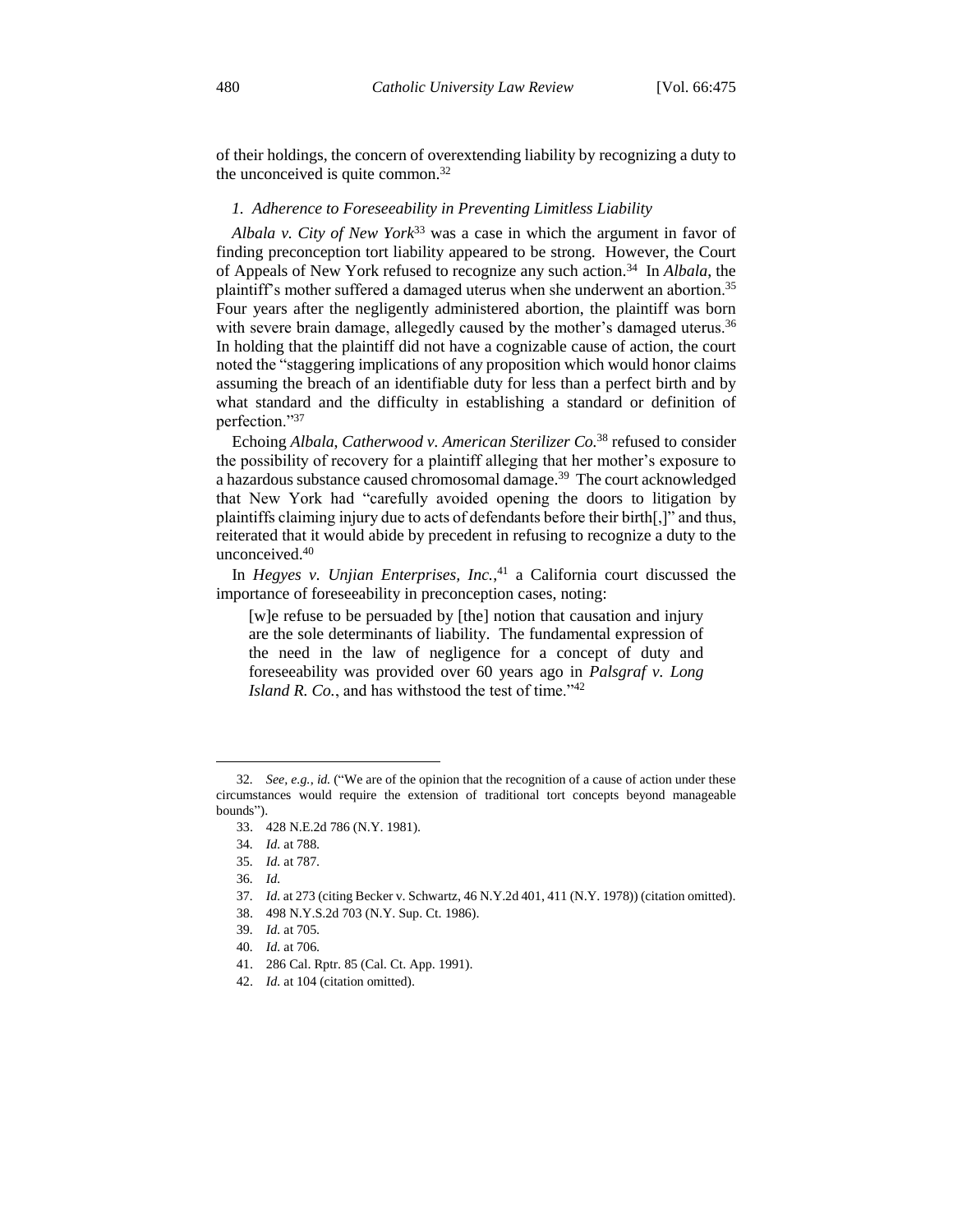of their holdings, the concern of overextending liability by recognizing a duty to the unconceived is quite common.[32]

### *1. Adherence to Foreseeability in Preventing Limitless Liability*

*Albala v. City of New York*[33] was a case in which the argument in favor of finding preconception tort liability appeared to be strong. However, the Court of Appeals of New York refused to recognize any such action.[34] In *Albala*, the plaintiff's mother suffered a damaged uterus when she underwent an abortion.[35] Four years after the negligently administered abortion, the plaintiff was born with severe brain damage, allegedly caused by the mother's damaged uterus.[36] In holding that the plaintiff did not have a cognizable cause of action, the court noted the "staggering implications of any proposition which would honor claims assuming the breach of an identifiable duty for less than a perfect birth and by what standard and the difficulty in establishing a standard or definition of perfection."[37]

Echoing *Albala*, *Catherwood v. American Sterilizer Co.*[38] refused to consider the possibility of recovery for a plaintiff alleging that her mother's exposure to a hazardous substance caused chromosomal damage.[39] The court acknowledged that New York had "carefully avoided opening the doors to litigation by plaintiffs claiming injury due to acts of defendants before their birth[,]" and thus, reiterated that it would abide by precedent in refusing to recognize a duty to the unconceived.[40]

In *Hegyes v. Unjian Enterprises, Inc.*,[41] a California court discussed the importance of foreseeability in preconception cases, noting:

> [w]e refuse to be persuaded by [the] notion that causation and injury are the sole determinants of liability. The fundamental expression of the need in the law of negligence for a concept of duty and foreseeability was provided over 60 years ago in *Palsgraf v. Long Island R. Co.*, and has withstood the test of time."[42]

---

32. *See, e.g.*, *id.* ("We are of the opinion that the recognition of a cause of action under these circumstances would require the extension of traditional tort concepts beyond manageable bounds").

33. 428 N.E.2d 786 (N.Y. 1981).

34. *Id.* at 788.

35. *Id.* at 787.

36. *Id.*

37. *Id.* at 273 (citing Becker v. Schwartz, 46 N.Y.2d 401, 411 (N.Y. 1978)) (citation omitted).

38. 498 N.Y.S.2d 703 (N.Y. Sup. Ct. 1986).

39. *Id.* at 705.

40. *Id.* at 706.

41. 286 Cal. Rptr. 85 (Cal. Ct. App. 1991).

42. *Id.* at 104 (citation omitted).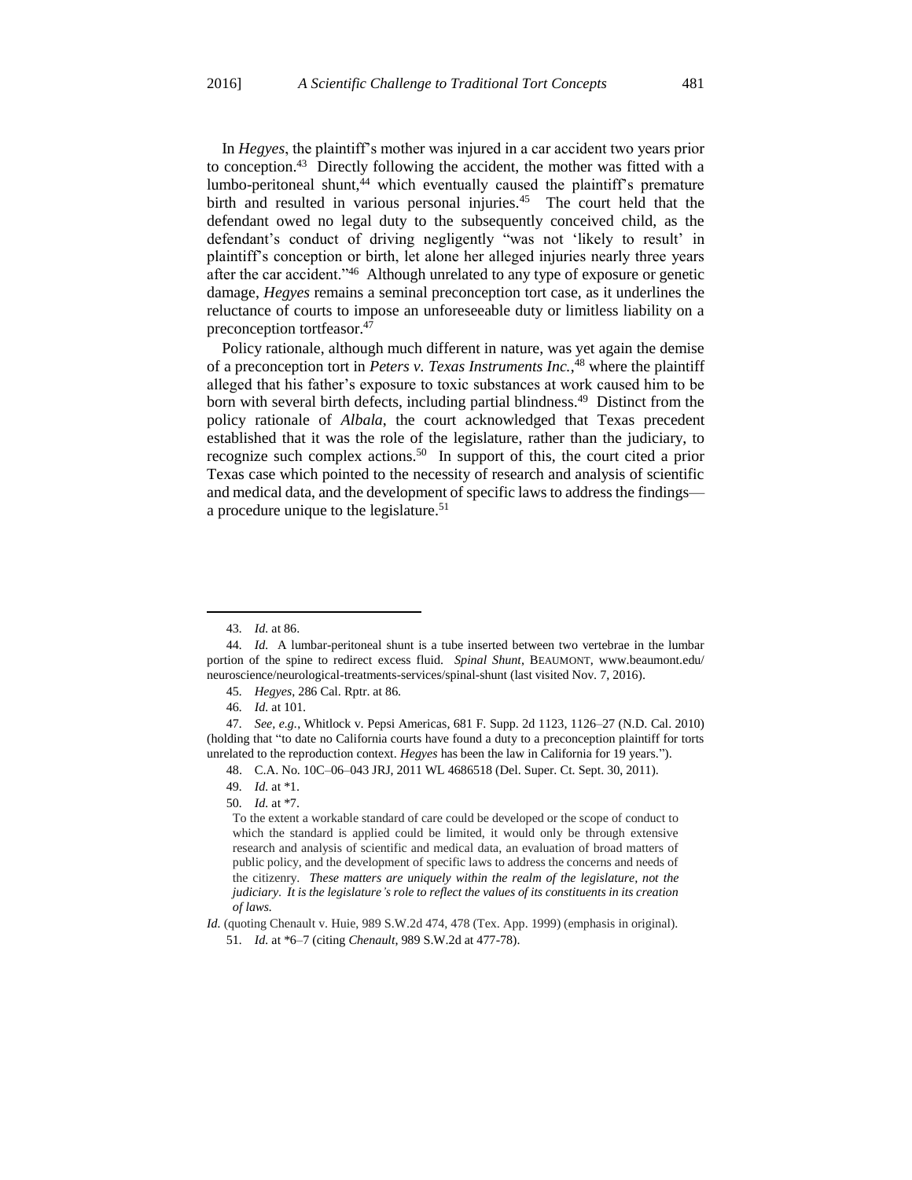In *Hegyes*, the plaintiff's mother was injured in a car accident two years prior to conception.[43] Directly following the accident, the mother was fitted with a lumbo-peritoneal shunt,[44] which eventually caused the plaintiff's premature birth and resulted in various personal injuries.[45] The court held that the defendant owed no legal duty to the subsequently conceived child, as the defendant's conduct of driving negligently "was not 'likely to result' in plaintiff's conception or birth, let alone her alleged injuries nearly three years after the car accident."[46] Although unrelated to any type of exposure or genetic damage, *Hegyes* remains a seminal preconception tort case, as it underlines the reluctance of courts to impose an unforeseeable duty or limitless liability on a preconception tortfeasor.[47]

Policy rationale, although much different in nature, was yet again the demise of a preconception tort in *Peters v. Texas Instruments Inc.*,[48] where the plaintiff alleged that his father's exposure to toxic substances at work caused him to be born with several birth defects, including partial blindness.[49] Distinct from the policy rationale of *Albala*, the court acknowledged that Texas precedent established that it was the role of the legislature, rather than the judiciary, to recognize such complex actions.[50] In support of this, the court cited a prior Texas case which pointed to the necessity of research and analysis of scientific and medical data, and the development of specific laws to address the findings—a procedure unique to the legislature.[51]

---

43. *Id.* at 86.

44. *Id.* A lumbar-peritoneal shunt is a tube inserted between two vertebrae in the lumbar portion of the spine to redirect excess fluid. *Spinal Shunt*, BEAUMONT, www.beaumont.edu/neuroscience/neurological-treatments-services/spinal-shunt (last visited Nov. 7, 2016).

45. *Hegyes*, 286 Cal. Rptr. at 86.

46. *Id.* at 101.

47. *See, e.g.*, Whitlock v. Pepsi Americas, 681 F. Supp. 2d 1123, 1126–27 (N.D. Cal. 2010) (holding that "to date no California courts have found a duty to a preconception plaintiff for torts unrelated to the reproduction context. *Hegyes* has been the law in California for 19 years.").

48. C.A. No. 10C–06–043 JRJ, 2011 WL 4686518 (Del. Super. Ct. Sept. 30, 2011).

49. *Id.* at *1.

50. *Id.* at *7.

> To the extent a workable standard of care could be developed or the scope of conduct to which the standard is applied could be limited, it would only be through extensive research and analysis of scientific and medical data, an evaluation of broad matters of public policy, and the development of specific laws to address the concerns and needs of the citizenry. ***These matters are uniquely within the realm of the legislature, not the judiciary. It is the legislature's role to reflect the values of its constituents in its creation of laws.***

*Id.* (quoting Chenault v. Huie, 989 S.W.2d 474, 478 (Tex. App. 1999) (emphasis in original).

51. *Id.* at *6–7 (citing *Chenault*, 989 S.W.2d at 477-78).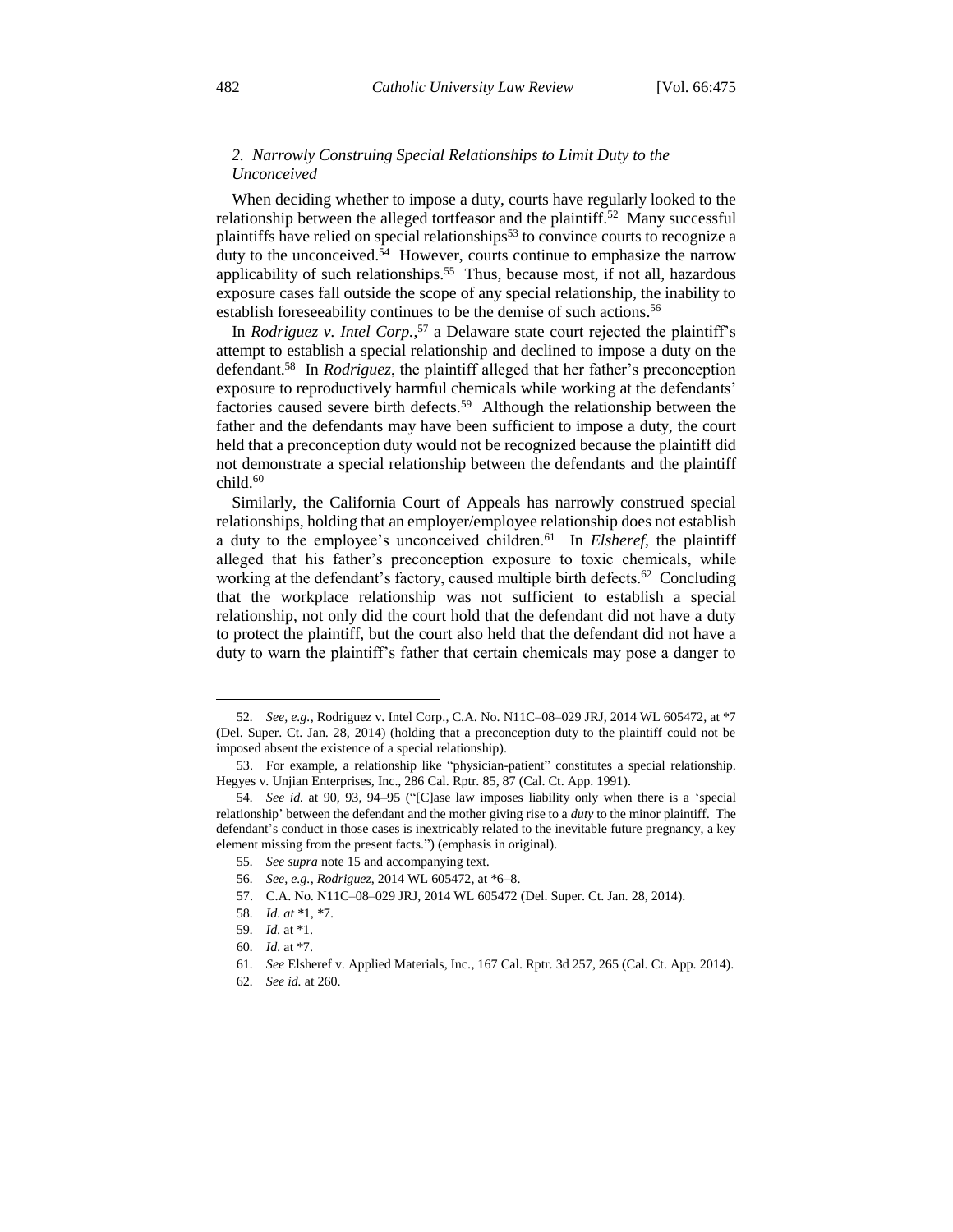### 2. *Narrowly Construing Special Relationships to Limit Duty to the Unconceived*

When deciding whether to impose a duty, courts have regularly looked to the relationship between the alleged tortfeasor and the plaintiff.[52] Many successful plaintiffs have relied on special relationships[53] to convince courts to recognize a duty to the unconceived.[54] However, courts continue to emphasize the narrow applicability of such relationships.[55] Thus, because most, if not all, hazardous exposure cases fall outside the scope of any special relationship, the inability to establish foreseeability continues to be the demise of such actions.[56]

In *Rodriguez v. Intel Corp.*,[57] a Delaware state court rejected the plaintiff's attempt to establish a special relationship and declined to impose a duty on the defendant.[58] In *Rodriguez*, the plaintiff alleged that her father's preconception exposure to reproductively harmful chemicals while working at the defendants' factories caused severe birth defects.[59] Although the relationship between the father and the defendants may have been sufficient to impose a duty, the court held that a preconception duty would not be recognized because the plaintiff did not demonstrate a special relationship between the defendants and the plaintiff child.[60]

Similarly, the California Court of Appeals has narrowly construed special relationships, holding that an employer/employee relationship does not establish a duty to the employee's unconceived children.[61] In *Elsheref*, the plaintiff alleged that his father's preconception exposure to toxic chemicals, while working at the defendant's factory, caused multiple birth defects.[62] Concluding that the workplace relationship was not sufficient to establish a special relationship, not only did the court hold that the defendant did not have a duty to protect the plaintiff, but the court also held that the defendant did not have a duty to warn the plaintiff's father that certain chemicals may pose a danger to

---

52. *See, e.g.*, Rodriguez v. Intel Corp., C.A. No. N11C–08–029 JRJ, 2014 WL 605472, at *7 (Del. Super. Ct. Jan. 28, 2014) (holding that a preconception duty to the plaintiff could not be imposed absent the existence of a special relationship).

53. For example, a relationship like "physician-patient" constitutes a special relationship. Hegyes v. Unjian Enterprises, Inc., 286 Cal. Rptr. 85, 87 (Cal. Ct. App. 1991).

54. *See id.* at 90, 93, 94–95 ("[C]ase law imposes liability only when there is a 'special relationship' between the defendant and the mother giving rise to a *duty* to the minor plaintiff. The defendant's conduct in those cases is inextricably related to the inevitable future pregnancy, a key element missing from the present facts.") (emphasis in original).

55. *See supra* note 15 and accompanying text.

56. *See, e.g.*, *Rodriguez*, 2014 WL 605472, at *6–8.

57. C.A. No. N11C–08–029 JRJ, 2014 WL 605472 (Del. Super. Ct. Jan. 28, 2014).

58. *Id. at* *1, *7.

59. *Id.* at *1.

60. *Id.* at *7.

61. *See* Elsheref v. Applied Materials, Inc., 167 Cal. Rptr. 3d 257, 265 (Cal. Ct. App. 2014).

62. *See id.* at 260.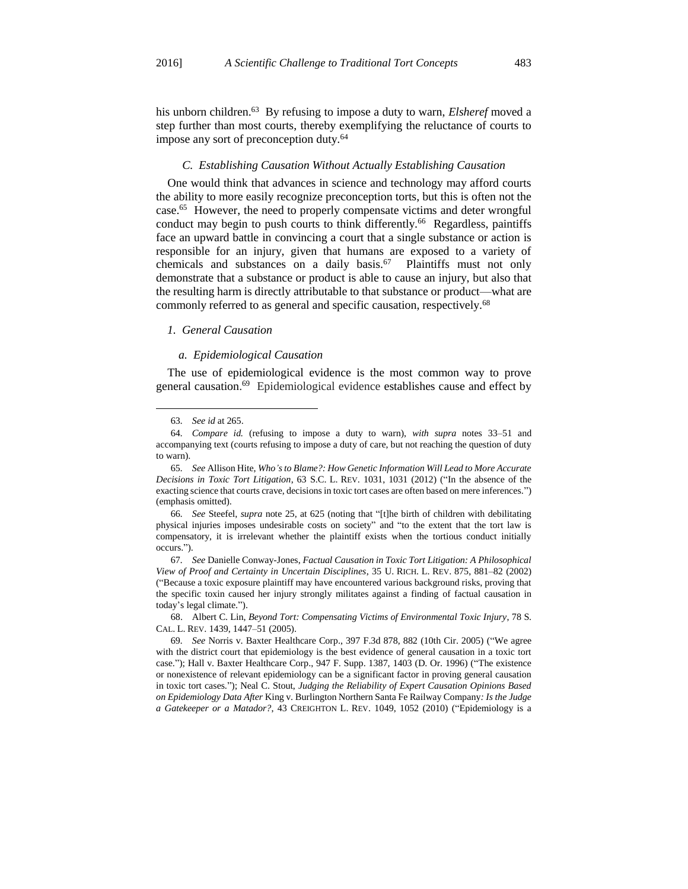his unborn children.[63] By refusing to impose a duty to warn, *Elsheref* moved a step further than most courts, thereby exemplifying the reluctance of courts to impose any sort of preconception duty.[64]

### *C. Establishing Causation Without Actually Establishing Causation*

One would think that advances in science and technology may afford courts the ability to more easily recognize preconception torts, but this is often not the case.[65] However, the need to properly compensate victims and deter wrongful conduct may begin to push courts to think differently.[66] Regardless, paintiffs face an upward battle in convincing a court that a single substance or action is responsible for an injury, given that humans are exposed to a variety of chemicals and substances on a daily basis.[67] Plaintiffs must not only demonstrate that a substance or product is able to cause an injury, but also that the resulting harm is directly attributable to that substance or product—what are commonly referred to as general and specific causation, respectively.[68]

#### *1. General Causation*

##### *a. Epidemiological Causation*

The use of epidemiological evidence is the most common way to prove general causation.[69] Epidemiological evidence establishes cause and effect by

---

63. *See id* at 265.

64. *Compare id.* (refusing to impose a duty to warn), *with supra* notes 33–51 and accompanying text (courts refusing to impose a duty of care, but not reaching the question of duty to warn).

65. *See* Allison Hite, *Who's to Blame?: How Genetic Information Will Lead to More Accurate Decisions in Toxic Tort Litigation*, 63 S.C. L. REV. 1031, 1031 (2012) ("In the absence of the exacting science that courts crave, decisions in toxic tort cases are often based on mere inferences.") (emphasis omitted).

66. *See* Steefel, *supra* note 25, at 625 (noting that "[t]he birth of children with debilitating physical injuries imposes undesirable costs on society" and "to the extent that the tort law is compensatory, it is irrelevant whether the plaintiff exists when the tortious conduct initially occurs.").

67. *See* Danielle Conway-Jones, *Factual Causation in Toxic Tort Litigation: A Philosophical View of Proof and Certainty in Uncertain Disciplines*, 35 U. RICH. L. REV. 875, 881–82 (2002) ("Because a toxic exposure plaintiff may have encountered various background risks, proving that the specific toxin caused her injury strongly militates against a finding of factual causation in today's legal climate.").

68. Albert C. Lin, *Beyond Tort: Compensating Victims of Environmental Toxic Injury*, 78 S. CAL. L. REV. 1439, 1447–51 (2005).

69. *See* Norris v. Baxter Healthcare Corp., 397 F.3d 878, 882 (10th Cir. 2005) ("We agree with the district court that epidemiology is the best evidence of general causation in a toxic tort case."); Hall v. Baxter Healthcare Corp., 947 F. Supp. 1387, 1403 (D. Or. 1996) ("The existence or nonexistence of relevant epidemiology can be a significant factor in proving general causation in toxic tort cases."); Neal C. Stout, *Judging the Reliability of Expert Causation Opinions Based on Epidemiology Data After* King v. Burlington Northern Santa Fe Railway Company*: Is the Judge a Gatekeeper or a Matador?*, 43 CREIGHTON L. REV. 1049, 1052 (2010) ("Epidemiology is a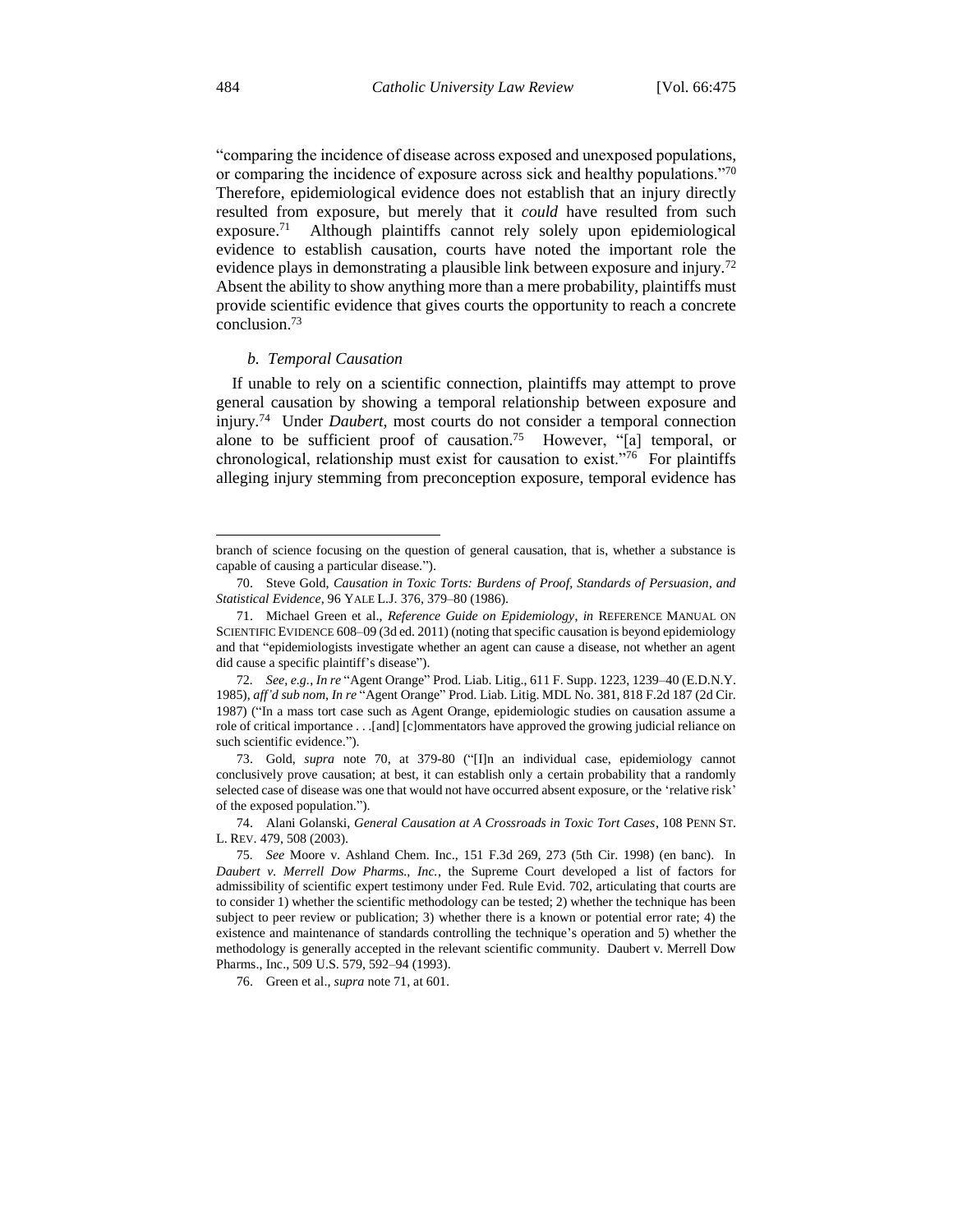"comparing the incidence of disease across exposed and unexposed populations, or comparing the incidence of exposure across sick and healthy populations."[70] Therefore, epidemiological evidence does not establish that an injury directly resulted from exposure, but merely that it *could* have resulted from such exposure.[71] Although plaintiffs cannot rely solely upon epidemiological evidence to establish causation, courts have noted the important role the evidence plays in demonstrating a plausible link between exposure and injury.[72] Absent the ability to show anything more than a mere probability, plaintiffs must provide scientific evidence that gives courts the opportunity to reach a concrete conclusion.[73]

#### *b. Temporal Causation*

If unable to rely on a scientific connection, plaintiffs may attempt to prove general causation by showing a temporal relationship between exposure and injury.[74] Under *Daubert*, most courts do not consider a temporal connection alone to be sufficient proof of causation.[75] However, "[a] temporal, or chronological, relationship must exist for causation to exist."[76] For plaintiffs alleging injury stemming from preconception exposure, temporal evidence has

---

branch of science focusing on the question of general causation, that is, whether a substance is capable of causing a particular disease.").

70. Steve Gold, *Causation in Toxic Torts: Burdens of Proof, Standards of Persuasion, and Statistical Evidence*, 96 YALE L.J. 376, 379–80 (1986).

71. Michael Green et al., *Reference Guide on Epidemiology*, *in* REFERENCE MANUAL ON SCIENTIFIC EVIDENCE 608–09 (3d ed. 2011) (noting that specific causation is beyond epidemiology and that "epidemiologists investigate whether an agent can cause a disease, not whether an agent did cause a specific plaintiff's disease").

72. *See, e.g.*, *In re* "Agent Orange" Prod. Liab. Litig., 611 F. Supp. 1223, 1239–40 (E.D.N.Y. 1985), *aff'd sub nom*, *In re* "Agent Orange" Prod. Liab. Litig. MDL No. 381, 818 F.2d 187 (2d Cir. 1987) ("In a mass tort case such as Agent Orange, epidemiologic studies on causation assume a role of critical importance . . .[and] [c]ommentators have approved the growing judicial reliance on such scientific evidence.").

73. Gold, *supra* note 70, at 379-80 ("[I]n an individual case, epidemiology cannot conclusively prove causation; at best, it can establish only a certain probability that a randomly selected case of disease was one that would not have occurred absent exposure, or the 'relative risk' of the exposed population.").

74. Alani Golanski, *General Causation at A Crossroads in Toxic Tort Cases*, 108 PENN ST. L. REV. 479, 508 (2003).

75. *See* Moore v. Ashland Chem. Inc., 151 F.3d 269, 273 (5th Cir. 1998) (en banc). In *Daubert v. Merrell Dow Pharms., Inc.*, the Supreme Court developed a list of factors for admissibility of scientific expert testimony under Fed. Rule Evid. 702, articulating that courts are to consider 1) whether the scientific methodology can be tested; 2) whether the technique has been subject to peer review or publication; 3) whether there is a known or potential error rate; 4) the existence and maintenance of standards controlling the technique's operation and 5) whether the methodology is generally accepted in the relevant scientific community. Daubert v. Merrell Dow Pharms., Inc., 509 U.S. 579, 592–94 (1993).

76. Green et al., *supra* note 71, at 601.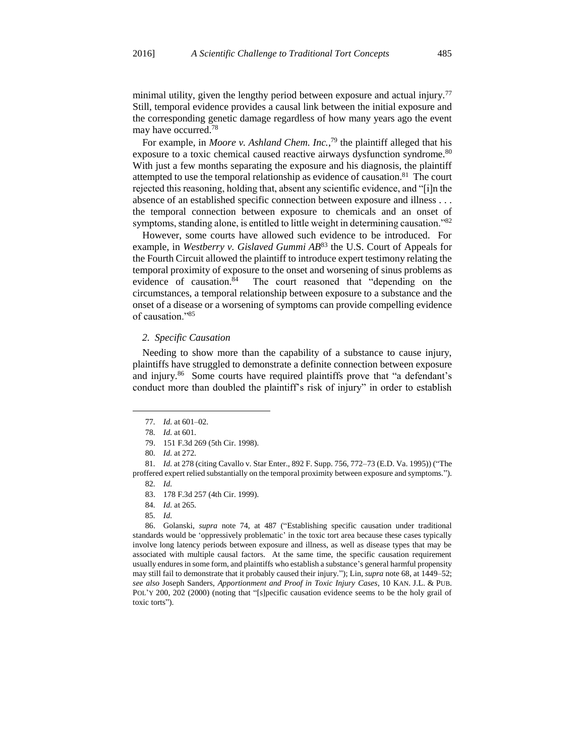minimal utility, given the lengthy period between exposure and actual injury.[77] Still, temporal evidence provides a causal link between the initial exposure and the corresponding genetic damage regardless of how many years ago the event may have occurred.[78]

For example, in *Moore v. Ashland Chem. Inc.*,[79] the plaintiff alleged that his exposure to a toxic chemical caused reactive airways dysfunction syndrome.[80] With just a few months separating the exposure and his diagnosis, the plaintiff attempted to use the temporal relationship as evidence of causation.[81] The court rejected this reasoning, holding that, absent any scientific evidence, and "[i]n the absence of an established specific connection between exposure and illness . . . the temporal connection between exposure to chemicals and an onset of symptoms, standing alone, is entitled to little weight in determining causation."[82]

However, some courts have allowed such evidence to be introduced. For example, in *Westberry v. Gislaved Gummi AB*[83] the U.S. Court of Appeals for the Fourth Circuit allowed the plaintiff to introduce expert testimony relating the temporal proximity of exposure to the onset and worsening of sinus problems as evidence of causation.[84] The court reasoned that "depending on the circumstances, a temporal relationship between exposure to a substance and the onset of a disease or a worsening of symptoms can provide compelling evidence of causation."[85]

### *2. Specific Causation*

Needing to show more than the capability of a substance to cause injury, plaintiffs have struggled to demonstrate a definite connection between exposure and injury.[86] Some courts have required plaintiffs prove that "a defendant's conduct more than doubled the plaintiff's risk of injury" in order to establish

---

77. *Id.* at 601–02.

78. *Id.* at 601.

79. 151 F.3d 269 (5th Cir. 1998).

80. *Id.* at 272.

81. *Id.* at 278 (citing Cavallo v. Star Enter., 892 F. Supp. 756, 772–73 (E.D. Va. 1995)) ("The proffered expert relied substantially on the temporal proximity between exposure and symptoms.").

82. *Id.*

83. 178 F.3d 257 (4th Cir. 1999).

84. *Id.* at 265.

85. *Id.*

86. Golanski, *supra* note 74, at 487 ("Establishing specific causation under traditional standards would be 'oppressively problematic' in the toxic tort area because these cases typically involve long latency periods between exposure and illness, as well as disease types that may be associated with multiple causal factors. At the same time, the specific causation requirement usually endures in some form, and plaintiffs who establish a substance's general harmful propensity may still fail to demonstrate that it probably caused their injury."); Lin, *supra* note 68, at 1449–52; *see also* Joseph Sanders, *Apportionment and Proof in Toxic Injury Cases*, 10 KAN. J.L. & PUB. POL'Y 200, 202 (2000) (noting that "[s]pecific causation evidence seems to be the holy grail of toxic torts").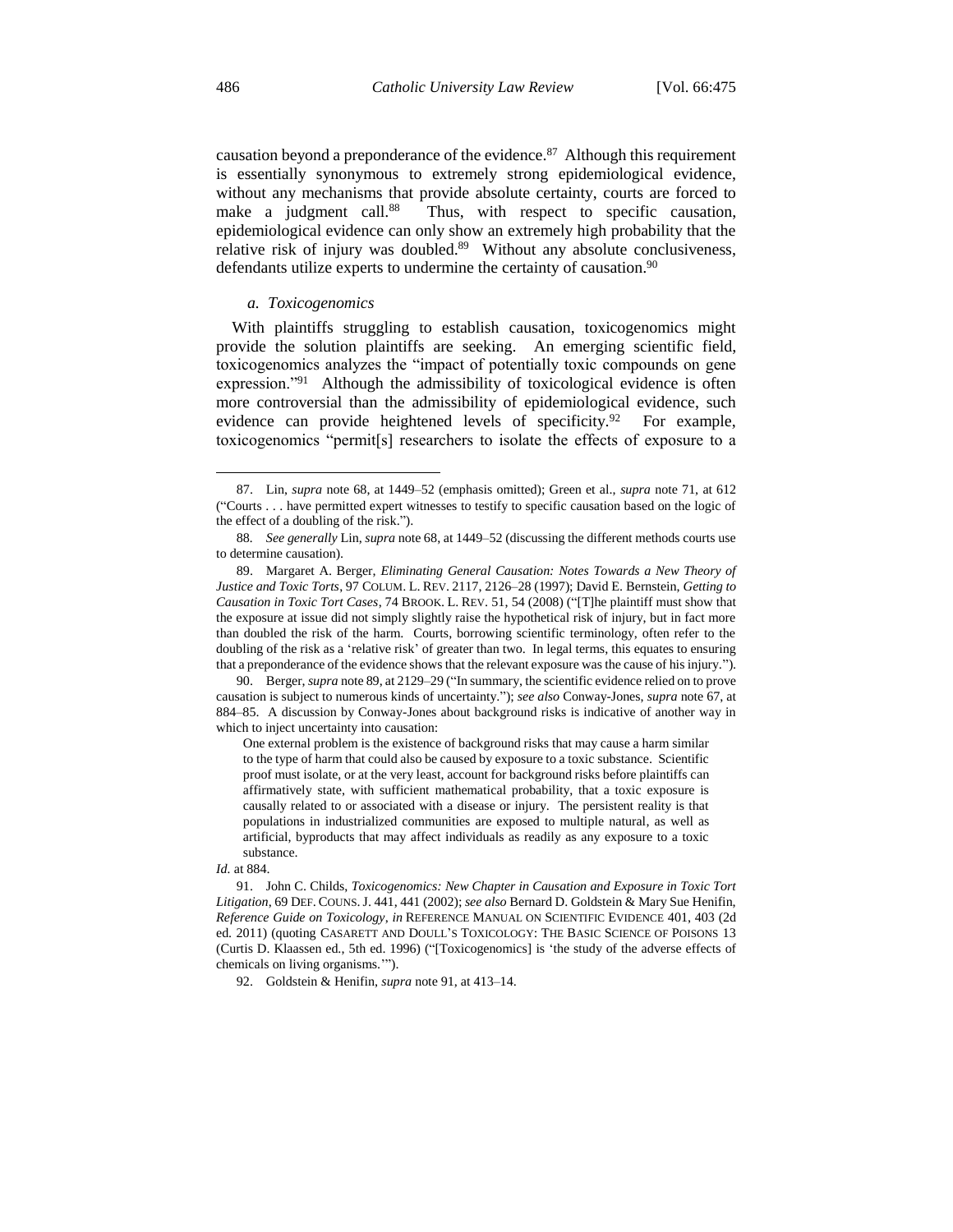causation beyond a preponderance of the evidence.[87] Although this requirement is essentially synonymous to extremely strong epidemiological evidence, without any mechanisms that provide absolute certainty, courts are forced to make a judgment call.[88] Thus, with respect to specific causation, epidemiological evidence can only show an extremely high probability that the relative risk of injury was doubled.[89] Without any absolute conclusiveness, defendants utilize experts to undermine the certainty of causation.[90]

*a. Toxicogenomics*

With plaintiffs struggling to establish causation, toxicogenomics might provide the solution plaintiffs are seeking. An emerging scientific field, toxicogenomics analyzes the "impact of potentially toxic compounds on gene expression."[91] Although the admissibility of toxicological evidence is often more controversial than the admissibility of epidemiological evidence, such evidence can provide heightened levels of specificity.[92] For example, toxicogenomics "permit[s] researchers to isolate the effects of exposure to a

---

87. Lin, *supra* note 68, at 1449–52 (emphasis omitted); Green et al., *supra* note 71, at 612 ("Courts . . . have permitted expert witnesses to testify to specific causation based on the logic of the effect of a doubling of the risk.").

88. *See generally* Lin, *supra* note 68, at 1449–52 (discussing the different methods courts use to determine causation).

89. Margaret A. Berger, *Eliminating General Causation: Notes Towards a New Theory of Justice and Toxic Torts*, 97 COLUM. L. REV. 2117, 2126–28 (1997); David E. Bernstein, *Getting to Causation in Toxic Tort Cases*, 74 BROOK. L. REV. 51, 54 (2008) ("[T]he plaintiff must show that the exposure at issue did not simply slightly raise the hypothetical risk of injury, but in fact more than doubled the risk of the harm. Courts, borrowing scientific terminology, often refer to the doubling of the risk as a 'relative risk' of greater than two. In legal terms, this equates to ensuring that a preponderance of the evidence shows that the relevant exposure was the cause of his injury.").

90. Berger, *supra* note 89, at 2129–29 ("In summary, the scientific evidence relied on to prove causation is subject to numerous kinds of uncertainty."); *see also* Conway-Jones, *supra* note 67, at 884–85. A discussion by Conway-Jones about background risks is indicative of another way in which to inject uncertainty into causation:

> One external problem is the existence of background risks that may cause a harm similar to the type of harm that could also be caused by exposure to a toxic substance. Scientific proof must isolate, or at the very least, account for background risks before plaintiffs can affirmatively state, with sufficient mathematical probability, that a toxic exposure is causally related to or associated with a disease or injury. The persistent reality is that populations in industrialized communities are exposed to multiple natural, as well as artificial, byproducts that may affect individuals as readily as any exposure to a toxic substance.

*Id.* at 884.

91. John C. Childs, *Toxicogenomics: New Chapter in Causation and Exposure in Toxic Tort Litigation*, 69 DEF. COUNS. J. 441, 441 (2002); *see also* Bernard D. Goldstein & Mary Sue Henifin, *Reference Guide on Toxicology*, *in* REFERENCE MANUAL ON SCIENTIFIC EVIDENCE 401, 403 (2d ed. 2011) (quoting CASARETT AND DOULL'S TOXICOLOGY: THE BASIC SCIENCE OF POISONS 13 (Curtis D. Klaassen ed., 5th ed. 1996) ("[Toxicogenomics] is 'the study of the adverse effects of chemicals on living organisms.'").

92. Goldstein & Henifin, *supra* note 91, at 413–14.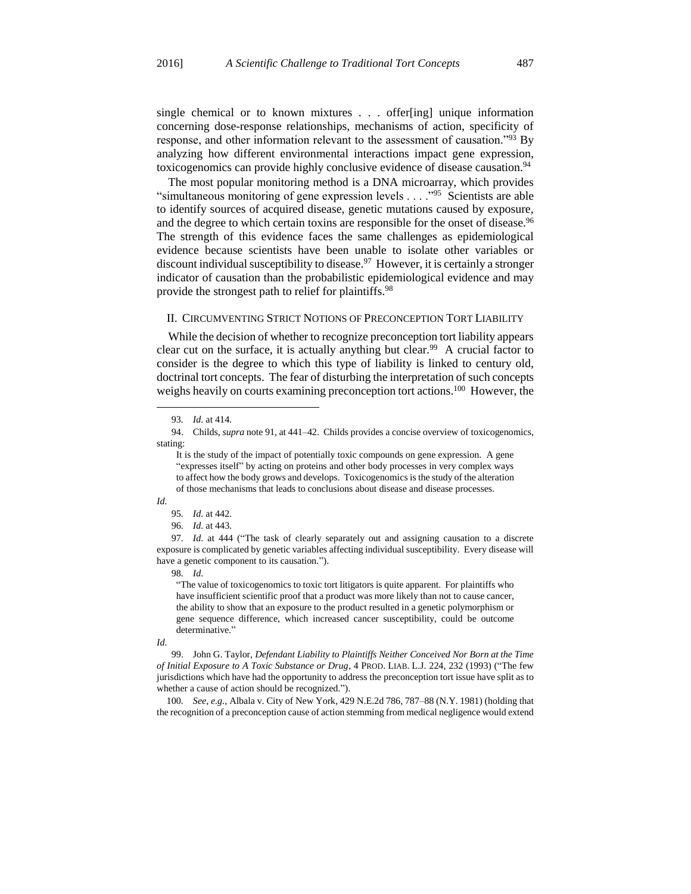single chemical or to known mixtures . . . offer[ing] unique information concerning dose-response relationships, mechanisms of action, specificity of response, and other information relevant to the assessment of causation."[93] By analyzing how different environmental interactions impact gene expression, toxicogenomics can provide highly conclusive evidence of disease causation.[94]

The most popular monitoring method is a DNA microarray, which provides "simultaneous monitoring of gene expression levels . . . ."[95] Scientists are able to identify sources of acquired disease, genetic mutations caused by exposure, and the degree to which certain toxins are responsible for the onset of disease.[96] The strength of this evidence faces the same challenges as epidemiological evidence because scientists have been unable to isolate other variables or discount individual susceptibility to disease.[97] However, it is certainly a stronger indicator of causation than the probabilistic epidemiological evidence and may provide the strongest path to relief for plaintiffs.[98]

## II. CIRCUMVENTING STRICT NOTIONS OF PRECONCEPTION TORT LIABILITY

While the decision of whether to recognize preconception tort liability appears clear cut on the surface, it is actually anything but clear.[99] A crucial factor to consider is the degree to which this type of liability is linked to century old, doctrinal tort concepts. The fear of disturbing the interpretation of such concepts weighs heavily on courts examining preconception tort actions.[100] However, the

---

93. *Id.* at 414.

94. Childs, *supra* note 91, at 441–42. Childs provides a concise overview of toxicogenomics, stating:

> It is the study of the impact of potentially toxic compounds on gene expression. A gene "expresses itself" by acting on proteins and other body processes in very complex ways to affect how the body grows and develops. Toxicogenomics is the study of the alteration of those mechanisms that leads to conclusions about disease and disease processes.

*Id.*

95. *Id.* at 442.

96. *Id.* at 443.

97. *Id.* at 444 ("The task of clearly separately out and assigning causation to a discrete exposure is complicated by genetic variables affecting individual susceptibility. Every disease will have a genetic component to its causation.").

98. *Id.*

> "The value of toxicogenomics to toxic tort litigators is quite apparent. For plaintiffs who have insufficient scientific proof that a product was more likely than not to cause cancer, the ability to show that an exposure to the product resulted in a genetic polymorphism or gene sequence difference, which increased cancer susceptibility, could be outcome determinative."

*Id.*

99. John G. Taylor, *Defendant Liability to Plaintiffs Neither Conceived Nor Born at the Time of Initial Exposure to A Toxic Substance or Drug*, 4 PROD. LIAB. L.J. 224, 232 (1993) ("The few jurisdictions which have had the opportunity to address the preconception tort issue have split as to whether a cause of action should be recognized.").

100. *See, e.g.*, Albala v. City of New York, 429 N.E.2d 786, 787–88 (N.Y. 1981) (holding that the recognition of a preconception cause of action stemming from medical negligence would extend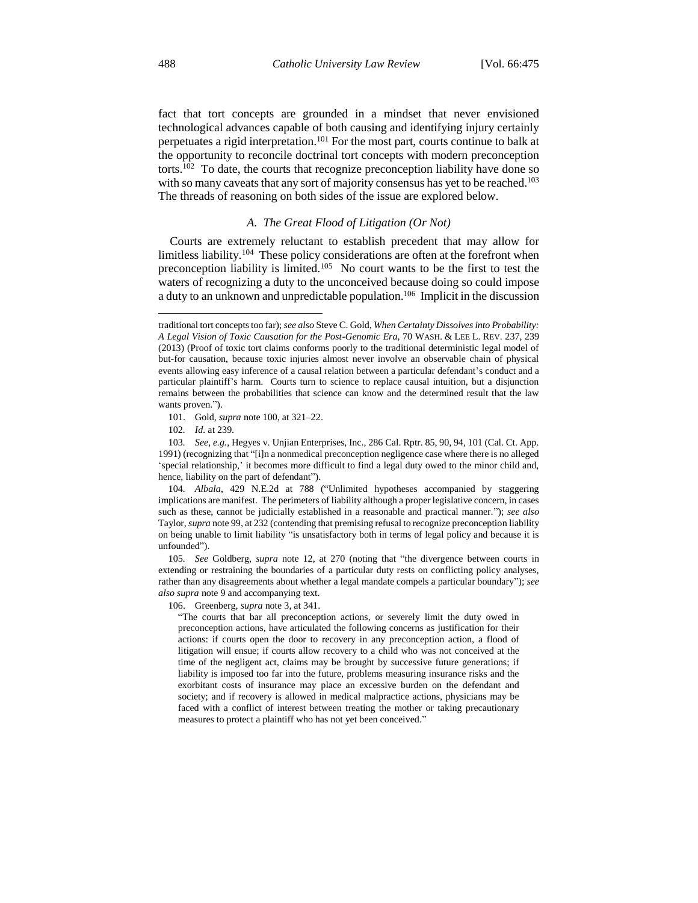fact that tort concepts are grounded in a mindset that never envisioned technological advances capable of both causing and identifying injury certainly perpetuates a rigid interpretation.[101] For the most part, courts continue to balk at the opportunity to reconcile doctrinal tort concepts with modern preconception torts.[102] To date, the courts that recognize preconception liability have done so with so many caveats that any sort of majority consensus has yet to be reached.[103] The threads of reasoning on both sides of the issue are explored below.

### *A. The Great Flood of Litigation (Or Not)*

Courts are extremely reluctant to establish precedent that may allow for limitless liability.[104] These policy considerations are often at the forefront when preconception liability is limited.[105] No court wants to be the first to test the waters of recognizing a duty to the unconceived because doing so could impose a duty to an unknown and unpredictable population.[106] Implicit in the discussion

---

traditional tort concepts too far); *see also* Steve C. Gold, *When Certainty Dissolves into Probability: A Legal Vision of Toxic Causation for the Post-Genomic Era*, 70 WASH. & LEE L. REV. 237, 239 (2013) (Proof of toxic tort claims conforms poorly to the traditional deterministic legal model of but-for causation, because toxic injuries almost never involve an observable chain of physical events allowing easy inference of a causal relation between a particular defendant's conduct and a particular plaintiff's harm. Courts turn to science to replace causal intuition, but a disjunction remains between the probabilities that science can know and the determined result that the law wants proven.").

101. Gold, *supra* note 100, at 321–22.

102. *Id.* at 239.

103. *See, e.g.*, Hegyes v. Unjian Enterprises, Inc., 286 Cal. Rptr. 85, 90, 94, 101 (Cal. Ct. App. 1991) (recognizing that "[i]n a nonmedical preconception negligence case where there is no alleged 'special relationship,' it becomes more difficult to find a legal duty owed to the minor child and, hence, liability on the part of defendant").

104. *Albala*, 429 N.E.2d at 788 ("Unlimited hypotheses accompanied by staggering implications are manifest. The perimeters of liability although a proper legislative concern, in cases such as these, cannot be judicially established in a reasonable and practical manner."); *see also* Taylor, *supra* note 99, at 232 (contending that premising refusal to recognize preconception liability on being unable to limit liability "is unsatisfactory both in terms of legal policy and because it is unfounded").

105. *See* Goldberg, *supra* note 12, at 270 (noting that "the divergence between courts in extending or restraining the boundaries of a particular duty rests on conflicting policy analyses, rather than any disagreements about whether a legal mandate compels a particular boundary"); *see also supra* note 9 and accompanying text.

106. Greenberg, *supra* note 3, at 341.

> "The courts that bar all preconception actions, or severely limit the duty owed in preconception actions, have articulated the following concerns as justification for their actions: if courts open the door to recovery in any preconception action, a flood of litigation will ensue; if courts allow recovery to a child who was not conceived at the time of the negligent act, claims may be brought by successive future generations; if liability is imposed too far into the future, problems measuring insurance risks and the exorbitant costs of insurance may place an excessive burden on the defendant and society; and if recovery is allowed in medical malpractice actions, physicians may be faced with a conflict of interest between treating the mother or taking precautionary measures to protect a plaintiff who has not yet been conceived."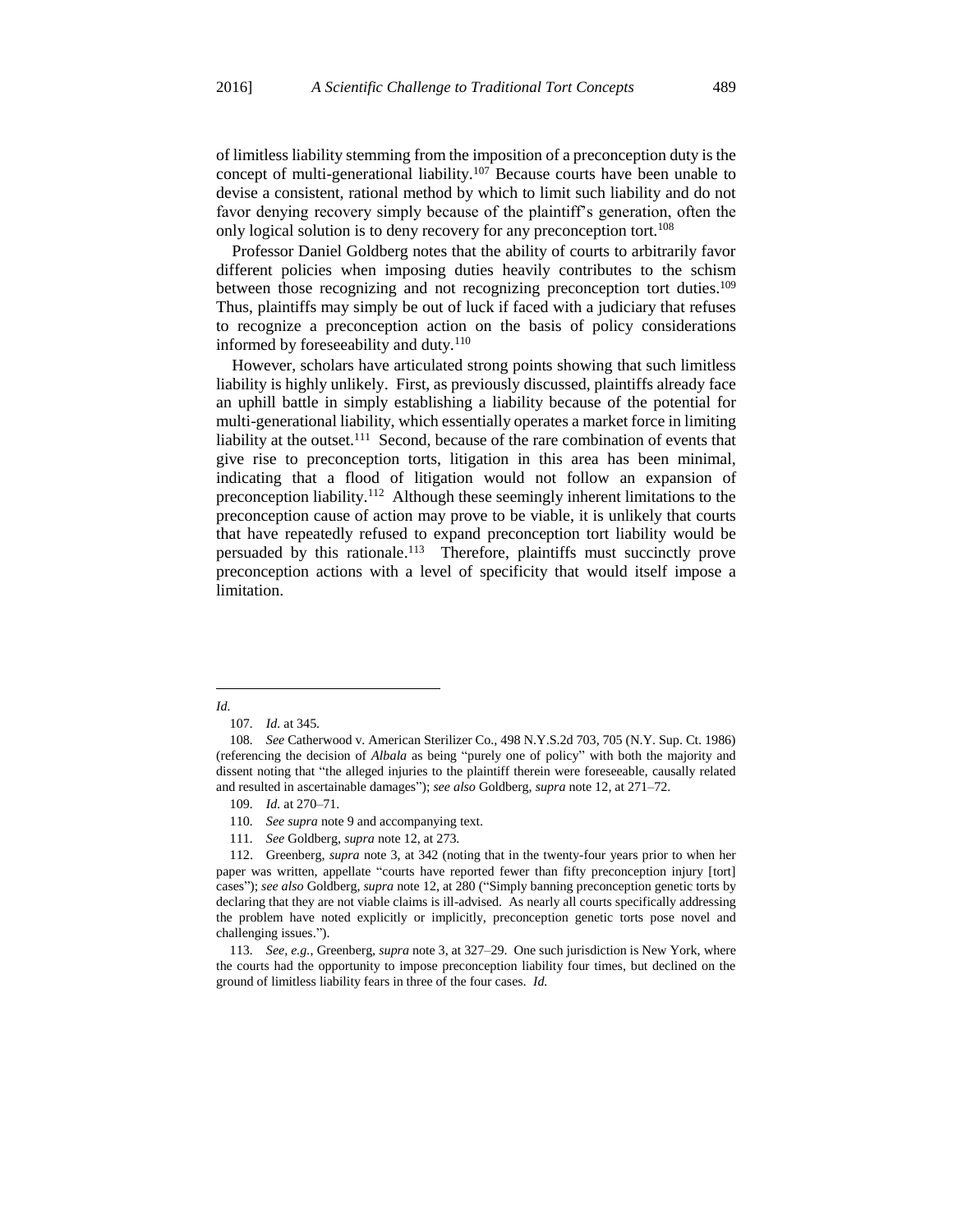of limitless liability stemming from the imposition of a preconception duty is the concept of multi-generational liability.[107] Because courts have been unable to devise a consistent, rational method by which to limit such liability and do not favor denying recovery simply because of the plaintiff's generation, often the only logical solution is to deny recovery for any preconception tort.[108]

Professor Daniel Goldberg notes that the ability of courts to arbitrarily favor different policies when imposing duties heavily contributes to the schism between those recognizing and not recognizing preconception tort duties.[109] Thus, plaintiffs may simply be out of luck if faced with a judiciary that refuses to recognize a preconception action on the basis of policy considerations informed by foreseeability and duty.[110]

However, scholars have articulated strong points showing that such limitless liability is highly unlikely. First, as previously discussed, plaintiffs already face an uphill battle in simply establishing a liability because of the potential for multi-generational liability, which essentially operates a market force in limiting liability at the outset.[111] Second, because of the rare combination of events that give rise to preconception torts, litigation in this area has been minimal, indicating that a flood of litigation would not follow an expansion of preconception liability.[112] Although these seemingly inherent limitations to the preconception cause of action may prove to be viable, it is unlikely that courts that have repeatedly refused to expand preconception tort liability would be persuaded by this rationale.[113] Therefore, plaintiffs must succinctly prove preconception actions with a level of specificity that would itself impose a limitation.

---

*Id.*

107. *Id.* at 345.

108. *See* Catherwood v. American Sterilizer Co., 498 N.Y.S.2d 703, 705 (N.Y. Sup. Ct. 1986) (referencing the decision of *Albala* as being "purely one of policy" with both the majority and dissent noting that "the alleged injuries to the plaintiff therein were foreseeable, causally related and resulted in ascertainable damages"); *see also* Goldberg, *supra* note 12, at 271–72.

109. *Id.* at 270–71.

110. *See supra* note 9 and accompanying text.

111. *See* Goldberg, *supra* note 12, at 273.

112. Greenberg, *supra* note 3, at 342 (noting that in the twenty-four years prior to when her paper was written, appellate "courts have reported fewer than fifty preconception injury [tort] cases"); *see also* Goldberg, *supra* note 12, at 280 ("Simply banning preconception genetic torts by declaring that they are not viable claims is ill-advised. As nearly all courts specifically addressing the problem have noted explicitly or implicitly, preconception genetic torts pose novel and challenging issues.").

113. *See, e.g.*, Greenberg, *supra* note 3, at 327–29. One such jurisdiction is New York, where the courts had the opportunity to impose preconception liability four times, but declined on the ground of limitless liability fears in three of the four cases. *Id.*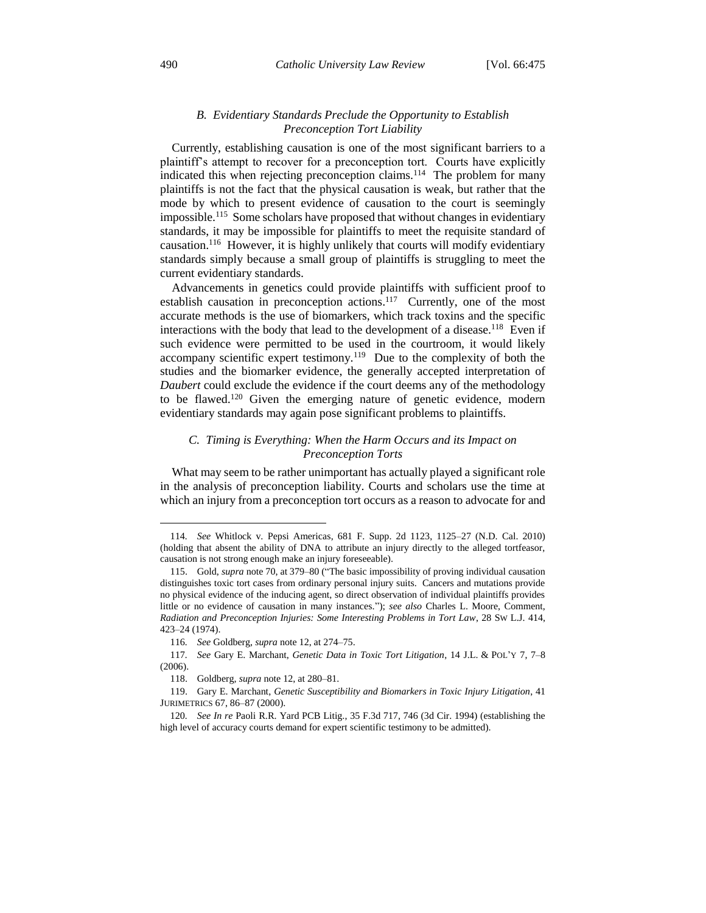### *B. Evidentiary Standards Preclude the Opportunity to Establish Preconception Tort Liability*

Currently, establishing causation is one of the most significant barriers to a plaintiff's attempt to recover for a preconception tort. Courts have explicitly indicated this when rejecting preconception claims.[114] The problem for many plaintiffs is not the fact that the physical causation is weak, but rather that the mode by which to present evidence of causation to the court is seemingly impossible.[115] Some scholars have proposed that without changes in evidentiary standards, it may be impossible for plaintiffs to meet the requisite standard of causation.[116] However, it is highly unlikely that courts will modify evidentiary standards simply because a small group of plaintiffs is struggling to meet the current evidentiary standards.

Advancements in genetics could provide plaintiffs with sufficient proof to establish causation in preconception actions.[117] Currently, one of the most accurate methods is the use of biomarkers, which track toxins and the specific interactions with the body that lead to the development of a disease.[118] Even if such evidence were permitted to be used in the courtroom, it would likely accompany scientific expert testimony.[119] Due to the complexity of both the studies and the biomarker evidence, the generally accepted interpretation of *Daubert* could exclude the evidence if the court deems any of the methodology to be flawed.[120] Given the emerging nature of genetic evidence, modern evidentiary standards may again pose significant problems to plaintiffs.

### *C. Timing is Everything: When the Harm Occurs and its Impact on Preconception Torts*

What may seem to be rather unimportant has actually played a significant role in the analysis of preconception liability. Courts and scholars use the time at which an injury from a preconception tort occurs as a reason to advocate for and

---

114. *See* Whitlock v. Pepsi Americas, 681 F. Supp. 2d 1123, 1125–27 (N.D. Cal. 2010) (holding that absent the ability of DNA to attribute an injury directly to the alleged tortfeasor, causation is not strong enough make an injury foreseeable).

115. Gold, *supra* note 70, at 379–80 ("The basic impossibility of proving individual causation distinguishes toxic tort cases from ordinary personal injury suits. Cancers and mutations provide no physical evidence of the inducing agent, so direct observation of individual plaintiffs provides little or no evidence of causation in many instances."); *see also* Charles L. Moore, Comment, *Radiation and Preconception Injuries: Some Interesting Problems in Tort Law*, 28 SW L.J. 414, 423–24 (1974).

116. *See* Goldberg, *supra* note 12, at 274–75.

117. *See* Gary E. Marchant, *Genetic Data in Toxic Tort Litigation*, 14 J.L. & POL'Y 7, 7–8 (2006).

118. Goldberg, *supra* note 12, at 280–81.

119. Gary E. Marchant, *Genetic Susceptibility and Biomarkers in Toxic Injury Litigation*, 41 JURIMETRICS 67, 86–87 (2000).

120. *See In re* Paoli R.R. Yard PCB Litig., 35 F.3d 717, 746 (3d Cir. 1994) (establishing the high level of accuracy courts demand for expert scientific testimony to be admitted).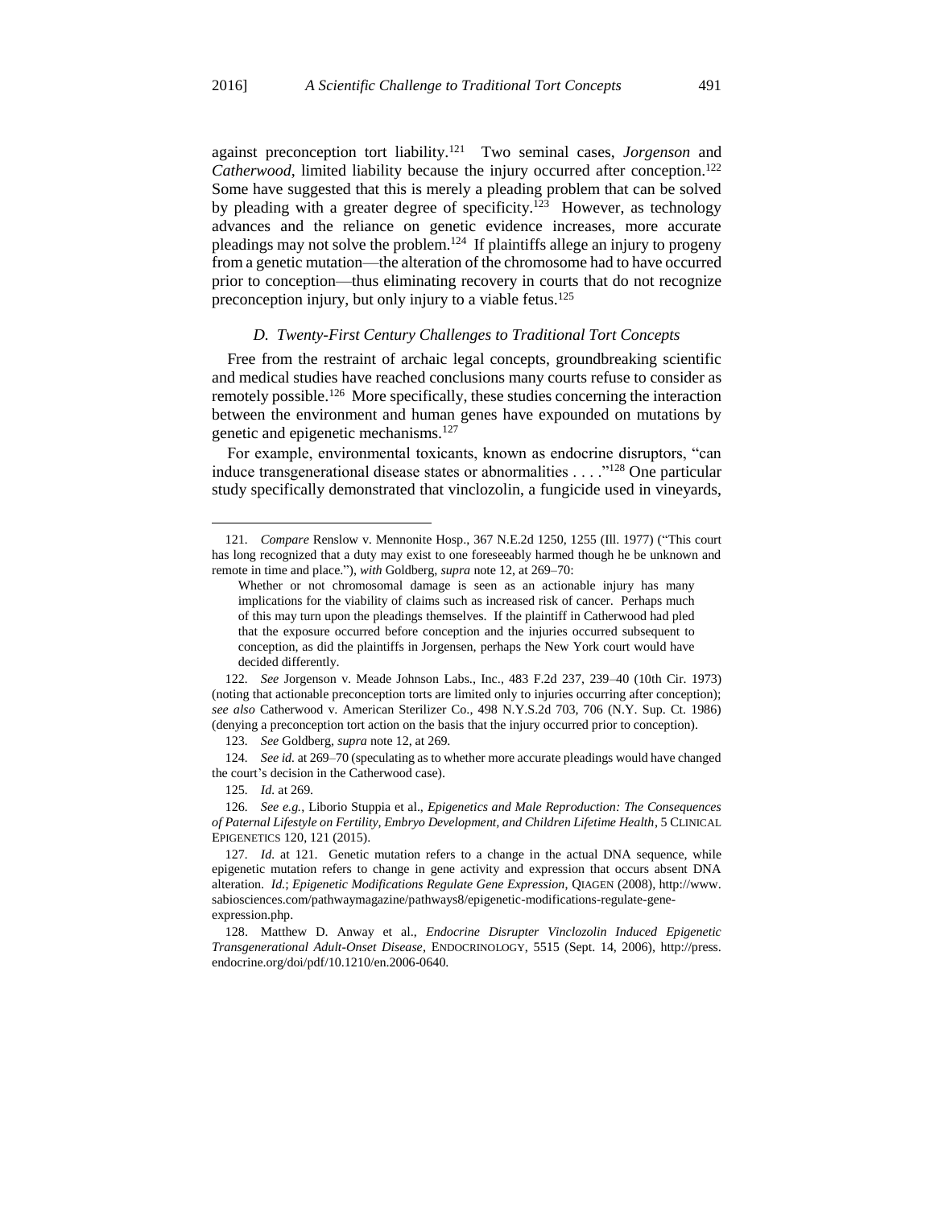against preconception tort liability.[121] Two seminal cases, *Jorgenson* and *Catherwood*, limited liability because the injury occurred after conception.[122] Some have suggested that this is merely a pleading problem that can be solved by pleading with a greater degree of specificity.[123] However, as technology advances and the reliance on genetic evidence increases, more accurate pleadings may not solve the problem.[124] If plaintiffs allege an injury to progeny from a genetic mutation—the alteration of the chromosome had to have occurred prior to conception—thus eliminating recovery in courts that do not recognize preconception injury, but only injury to a viable fetus.[125]

### *D. Twenty-First Century Challenges to Traditional Tort Concepts*

Free from the restraint of archaic legal concepts, groundbreaking scientific and medical studies have reached conclusions many courts refuse to consider as remotely possible.[126] More specifically, these studies concerning the interaction between the environment and human genes have expounded on mutations by genetic and epigenetic mechanisms.[127]

For example, environmental toxicants, known as endocrine disruptors, "can induce transgenerational disease states or abnormalities . . . ."[128] One particular study specifically demonstrated that vinclozolin, a fungicide used in vineyards,

---

121. *Compare* Renslow v. Mennonite Hosp., 367 N.E.2d 1250, 1255 (Ill. 1977) ("This court has long recognized that a duty may exist to one foreseeably harmed though he be unknown and remote in time and place."), *with* Goldberg, *supra* note 12, at 269–70:

> Whether or not chromosomal damage is seen as an actionable injury has many implications for the viability of claims such as increased risk of cancer. Perhaps much of this may turn upon the pleadings themselves. If the plaintiff in Catherwood had pled that the exposure occurred before conception and the injuries occurred subsequent to conception, as did the plaintiffs in Jorgensen, perhaps the New York court would have decided differently.

122. *See* Jorgenson v. Meade Johnson Labs., Inc., 483 F.2d 237, 239–40 (10th Cir. 1973) (noting that actionable preconception torts are limited only to injuries occurring after conception); *see also* Catherwood v. American Sterilizer Co., 498 N.Y.S.2d 703, 706 (N.Y. Sup. Ct. 1986) (denying a preconception tort action on the basis that the injury occurred prior to conception).

123. *See* Goldberg, *supra* note 12, at 269.

124. *See id.* at 269–70 (speculating as to whether more accurate pleadings would have changed the court's decision in the Catherwood case).

125. *Id.* at 269.

126. *See e.g.*, Liborio Stuppia et al., *Epigenetics and Male Reproduction: The Consequences of Paternal Lifestyle on Fertility, Embryo Development, and Children Lifetime Health*, 5 CLINICAL EPIGENETICS 120, 121 (2015).

127. *Id.* at 121. Genetic mutation refers to a change in the actual DNA sequence, while epigenetic mutation refers to change in gene activity and expression that occurs absent DNA alteration. *Id.*; *Epigenetic Modifications Regulate Gene Expression*, QIAGEN (2008), http://www.sabiosciences.com/pathwaymagazine/pathways8/epigenetic-modifications-regulate-gene-expression.php.

128. Matthew D. Anway et al., *Endocrine Disrupter Vinclozolin Induced Epigenetic Transgenerational Adult-Onset Disease*, ENDOCRINOLOGY, 5515 (Sept. 14, 2006), http://press.endocrine.org/doi/pdf/10.1210/en.2006-0640.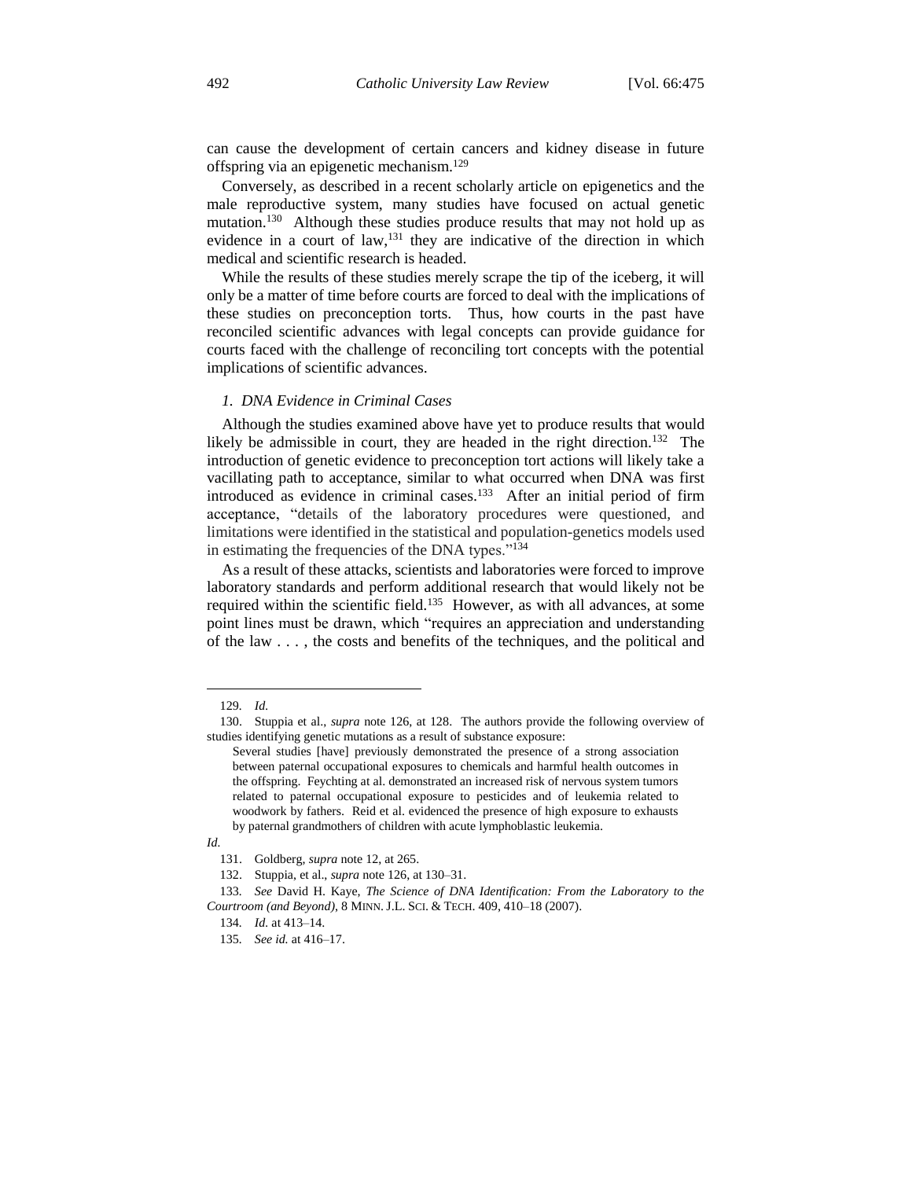can cause the development of certain cancers and kidney disease in future offspring via an epigenetic mechanism.[129]

Conversely, as described in a recent scholarly article on epigenetics and the male reproductive system, many studies have focused on actual genetic mutation.[130] Although these studies produce results that may not hold up as evidence in a court of law,[131] they are indicative of the direction in which medical and scientific research is headed.

While the results of these studies merely scrape the tip of the iceberg, it will only be a matter of time before courts are forced to deal with the implications of these studies on preconception torts. Thus, how courts in the past have reconciled scientific advances with legal concepts can provide guidance for courts faced with the challenge of reconciling tort concepts with the potential implications of scientific advances.

### *1. DNA Evidence in Criminal Cases*

Although the studies examined above have yet to produce results that would likely be admissible in court, they are headed in the right direction.[132] The introduction of genetic evidence to preconception tort actions will likely take a vacillating path to acceptance, similar to what occurred when DNA was first introduced as evidence in criminal cases.[133] After an initial period of firm acceptance, "details of the laboratory procedures were questioned, and limitations were identified in the statistical and population-genetics models used in estimating the frequencies of the DNA types."[134]

As a result of these attacks, scientists and laboratories were forced to improve laboratory standards and perform additional research that would likely not be required within the scientific field.[135] However, as with all advances, at some point lines must be drawn, which "requires an appreciation and understanding of the law . . . , the costs and benefits of the techniques, and the political and

---

129. *Id.*

130. Stuppia et al., *supra* note 126, at 128. The authors provide the following overview of studies identifying genetic mutations as a result of substance exposure:

> Several studies [have] previously demonstrated the presence of a strong association between paternal occupational exposures to chemicals and harmful health outcomes in the offspring. Feychting at al. demonstrated an increased risk of nervous system tumors related to paternal occupational exposure to pesticides and of leukemia related to woodwork by fathers. Reid et al. evidenced the presence of high exposure to exhausts by paternal grandmothers of children with acute lymphoblastic leukemia.

*Id.*

131. Goldberg, *supra* note 12, at 265.

132. Stuppia, et al., *supra* note 126, at 130–31.

133. *See* David H. Kaye, *The Science of DNA Identification: From the Laboratory to the Courtroom (and Beyond)*, 8 MINN. J.L. SCI. & TECH. 409, 410–18 (2007).

134. *Id.* at 413–14.

135. *See id.* at 416–17.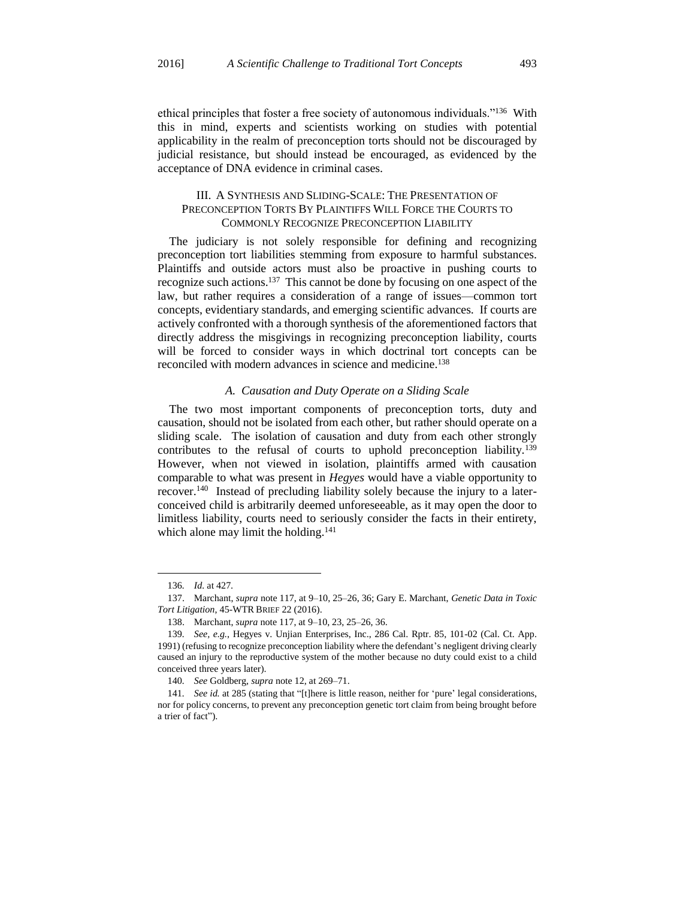ethical principles that foster a free society of autonomous individuals."[136] With this in mind, experts and scientists working on studies with potential applicability in the realm of preconception torts should not be discouraged by judicial resistance, but should instead be encouraged, as evidenced by the acceptance of DNA evidence in criminal cases.

## III. A SYNTHESIS AND SLIDING-SCALE: THE PRESENTATION OF PRECONCEPTION TORTS BY PLAINTIFFS WILL FORCE THE COURTS TO COMMONLY RECOGNIZE PRECONCEPTION LIABILITY

The judiciary is not solely responsible for defining and recognizing preconception tort liabilities stemming from exposure to harmful substances. Plaintiffs and outside actors must also be proactive in pushing courts to recognize such actions.[137] This cannot be done by focusing on one aspect of the law, but rather requires a consideration of a range of issues—common tort concepts, evidentiary standards, and emerging scientific advances. If courts are actively confronted with a thorough synthesis of the aforementioned factors that directly address the misgivings in recognizing preconception liability, courts will be forced to consider ways in which doctrinal tort concepts can be reconciled with modern advances in science and medicine.[138]

### *A. Causation and Duty Operate on a Sliding Scale*

The two most important components of preconception torts, duty and causation, should not be isolated from each other, but rather should operate on a sliding scale. The isolation of causation and duty from each other strongly contributes to the refusal of courts to uphold preconception liability.[139] However, when not viewed in isolation, plaintiffs armed with causation comparable to what was present in *Hegyes* would have a viable opportunity to recover.[140] Instead of precluding liability solely because the injury to a later-conceived child is arbitrarily deemed unforeseeable, as it may open the door to limitless liability, courts need to seriously consider the facts in their entirety, which alone may limit the holding.[141]

---

136. *Id.* at 427.

137. Marchant, *supra* note 117, at 9–10, 25–26, 36; Gary E. Marchant, *Genetic Data in Toxic Tort Litigation*, 45-WTR BRIEF 22 (2016).

138. Marchant, *supra* note 117, at 9–10, 23, 25–26, 36.

139. *See, e.g.*, Hegyes v. Unjian Enterprises, Inc., 286 Cal. Rptr. 85, 101-02 (Cal. Ct. App. 1991) (refusing to recognize preconception liability where the defendant's negligent driving clearly caused an injury to the reproductive system of the mother because no duty could exist to a child conceived three years later).

140. *See* Goldberg, *supra* note 12, at 269–71.

141. *See id.* at 285 (stating that "[t]here is little reason, neither for 'pure' legal considerations, nor for policy concerns, to prevent any preconception genetic tort claim from being brought before a trier of fact").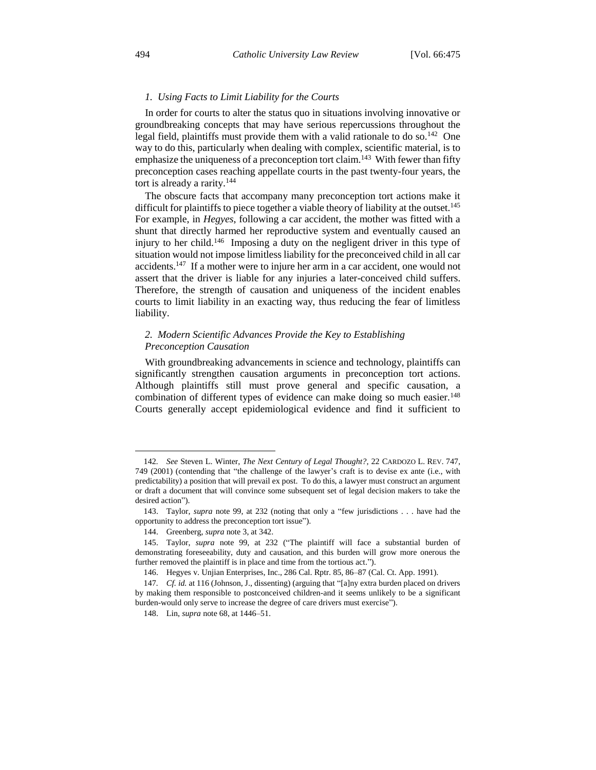### *1. Using Facts to Limit Liability for the Courts*

In order for courts to alter the status quo in situations involving innovative or groundbreaking concepts that may have serious repercussions throughout the legal field, plaintiffs must provide them with a valid rationale to do so.[142] One way to do this, particularly when dealing with complex, scientific material, is to emphasize the uniqueness of a preconception tort claim.[143] With fewer than fifty preconception cases reaching appellate courts in the past twenty-four years, the tort is already a rarity.[144]

The obscure facts that accompany many preconception tort actions make it difficult for plaintiffs to piece together a viable theory of liability at the outset.[145] For example, in *Hegyes*, following a car accident, the mother was fitted with a shunt that directly harmed her reproductive system and eventually caused an injury to her child.[146] Imposing a duty on the negligent driver in this type of situation would not impose limitless liability for the preconceived child in all car accidents.[147] If a mother were to injure her arm in a car accident, one would not assert that the driver is liable for any injuries a later-conceived child suffers. Therefore, the strength of causation and uniqueness of the incident enables courts to limit liability in an exacting way, thus reducing the fear of limitless liability.

### *2. Modern Scientific Advances Provide the Key to Establishing Preconception Causation*

With groundbreaking advancements in science and technology, plaintiffs can significantly strengthen causation arguments in preconception tort actions. Although plaintiffs still must prove general and specific causation, a combination of different types of evidence can make doing so much easier.[148] Courts generally accept epidemiological evidence and find it sufficient to

---

142. *See* Steven L. Winter, *The Next Century of Legal Thought?*, 22 CARDOZO L. REV. 747, 749 (2001) (contending that "the challenge of the lawyer's craft is to devise ex ante (i.e., with predictability) a position that will prevail ex post. To do this, a lawyer must construct an argument or draft a document that will convince some subsequent set of legal decision makers to take the desired action").

143. Taylor, *supra* note 99, at 232 (noting that only a "few jurisdictions . . . have had the opportunity to address the preconception tort issue").

144. Greenberg, *supra* note 3, at 342.

145. Taylor, *supra* note 99, at 232 ("The plaintiff will face a substantial burden of demonstrating foreseeability, duty and causation, and this burden will grow more onerous the further removed the plaintiff is in place and time from the tortious act.").

146. Hegyes v. Unjian Enterprises, Inc., 286 Cal. Rptr. 85, 86–87 (Cal. Ct. App. 1991).

147. *Cf. id.* at 116 (Johnson, J., dissenting) (arguing that "[a]ny extra burden placed on drivers by making them responsible to postconceived children-and it seems unlikely to be a significant burden-would only serve to increase the degree of care drivers must exercise").

148. Lin, *supra* note 68, at 1446–51.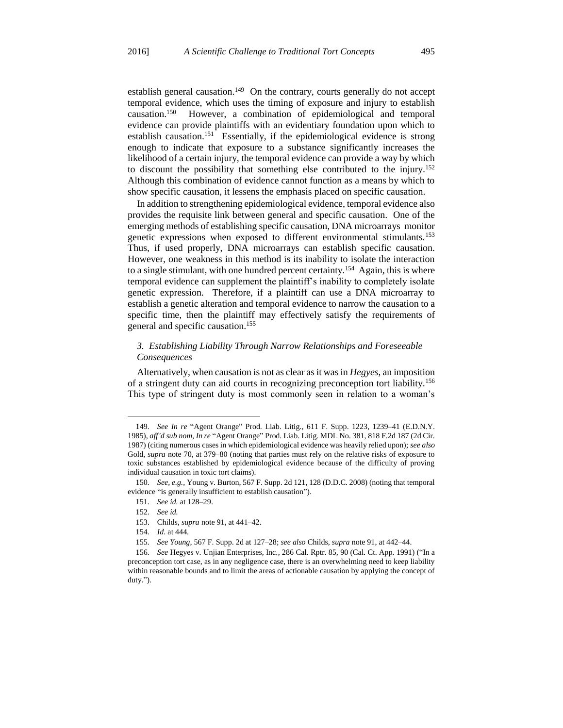establish general causation.[149] On the contrary, courts generally do not accept temporal evidence, which uses the timing of exposure and injury to establish causation.[150] However, a combination of epidemiological and temporal evidence can provide plaintiffs with an evidentiary foundation upon which to establish causation.[151] Essentially, if the epidemiological evidence is strong enough to indicate that exposure to a substance significantly increases the likelihood of a certain injury, the temporal evidence can provide a way by which to discount the possibility that something else contributed to the injury.[152] Although this combination of evidence cannot function as a means by which to show specific causation, it lessens the emphasis placed on specific causation.

In addition to strengthening epidemiological evidence, temporal evidence also provides the requisite link between general and specific causation. One of the emerging methods of establishing specific causation, DNA microarrays monitor genetic expressions when exposed to different environmental stimulants.[153] Thus, if used properly, DNA microarrays can establish specific causation. However, one weakness in this method is its inability to isolate the interaction to a single stimulant, with one hundred percent certainty.[154] Again, this is where temporal evidence can supplement the plaintiff's inability to completely isolate genetic expression. Therefore, if a plaintiff can use a DNA microarray to establish a genetic alteration and temporal evidence to narrow the causation to a specific time, then the plaintiff may effectively satisfy the requirements of general and specific causation.[155]

### *3. Establishing Liability Through Narrow Relationships and Foreseeable Consequences*

Alternatively, when causation is not as clear as it was in *Hegyes*, an imposition of a stringent duty can aid courts in recognizing preconception tort liability.[156] This type of stringent duty is most commonly seen in relation to a woman's

---

149. *See In re* "Agent Orange" Prod. Liab. Litig., 611 F. Supp. 1223, 1239–41 (E.D.N.Y. 1985), *aff'd sub nom*, *In re* "Agent Orange" Prod. Liab. Litig. MDL No. 381, 818 F.2d 187 (2d Cir. 1987) (citing numerous cases in which epidemiological evidence was heavily relied upon); *see also* Gold, *supra* note 70, at 379–80 (noting that parties must rely on the relative risks of exposure to toxic substances established by epidemiological evidence because of the difficulty of proving individual causation in toxic tort claims).

150. *See, e.g.*, Young v. Burton, 567 F. Supp. 2d 121, 128 (D.D.C. 2008) (noting that temporal evidence "is generally insufficient to establish causation").

151. *See id.* at 128–29.

152. *See id.*

153. Childs, *supra* note 91, at 441–42.

154. *Id.* at 444.

155. *See Young*, 567 F. Supp. 2d at 127–28; *see also* Childs, *supra* note 91, at 442–44.

156. *See* Hegyes v. Unjian Enterprises, Inc., 286 Cal. Rptr. 85, 90 (Cal. Ct. App. 1991) ("In a preconception tort case, as in any negligence case, there is an overwhelming need to keep liability within reasonable bounds and to limit the areas of actionable causation by applying the concept of duty.").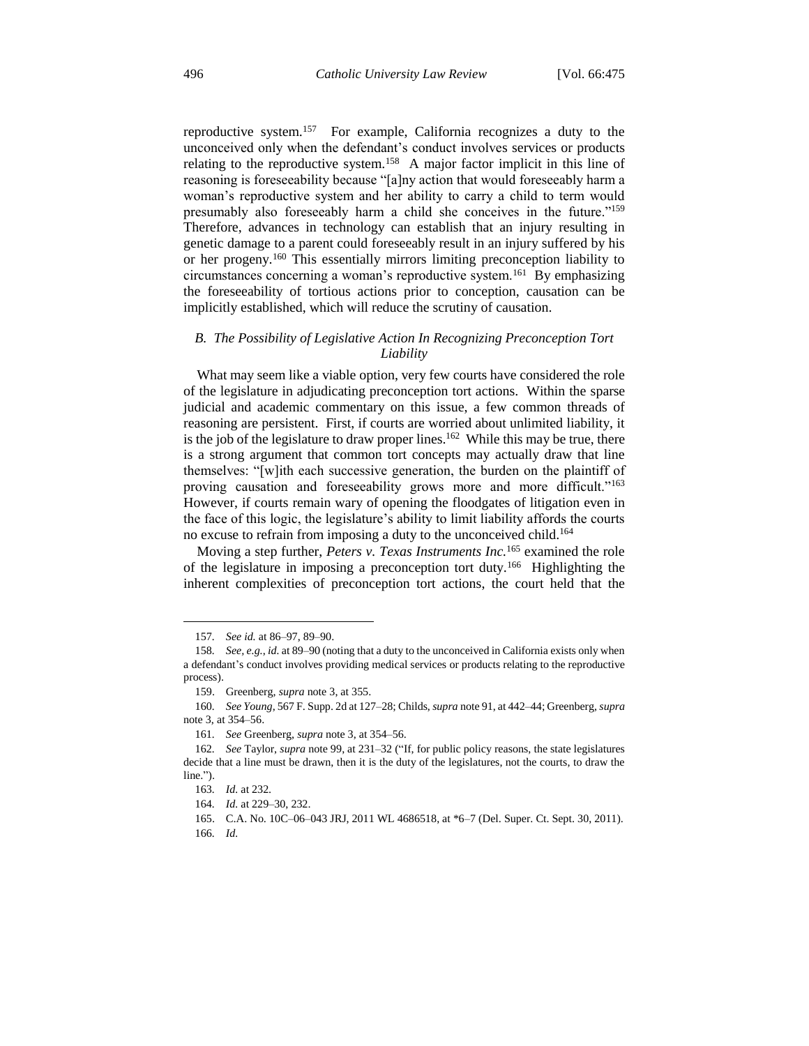reproductive system.[157] For example, California recognizes a duty to the unconceived only when the defendant's conduct involves services or products relating to the reproductive system.[158] A major factor implicit in this line of reasoning is foreseeability because "[a]ny action that would foreseeably harm a woman's reproductive system and her ability to carry a child to term would presumably also foreseeably harm a child she conceives in the future."[159] Therefore, advances in technology can establish that an injury resulting in genetic damage to a parent could foreseeably result in an injury suffered by his or her progeny.[160] This essentially mirrors limiting preconception liability to circumstances concerning a woman's reproductive system.[161] By emphasizing the foreseeability of tortious actions prior to conception, causation can be implicitly established, which will reduce the scrutiny of causation.

### *B. The Possibility of Legislative Action In Recognizing Preconception Tort Liability*

What may seem like a viable option, very few courts have considered the role of the legislature in adjudicating preconception tort actions. Within the sparse judicial and academic commentary on this issue, a few common threads of reasoning are persistent. First, if courts are worried about unlimited liability, it is the job of the legislature to draw proper lines.[162] While this may be true, there is a strong argument that common tort concepts may actually draw that line themselves: "[w]ith each successive generation, the burden on the plaintiff of proving causation and foreseeability grows more and more difficult."[163] However, if courts remain wary of opening the floodgates of litigation even in the face of this logic, the legislature's ability to limit liability affords the courts no excuse to refrain from imposing a duty to the unconceived child.[164]

Moving a step further, *Peters v. Texas Instruments Inc.*[165] examined the role of the legislature in imposing a preconception tort duty.[166] Highlighting the inherent complexities of preconception tort actions, the court held that the

---

157. *See id.* at 86–97, 89–90.

158. *See, e.g.*, *id.* at 89–90 (noting that a duty to the unconceived in California exists only when a defendant's conduct involves providing medical services or products relating to the reproductive process).

159. Greenberg, *supra* note 3, at 355.

160. *See Young*, 567 F. Supp. 2d at 127–28; Childs, *supra* note 91, at 442–44; Greenberg, *supra* note 3, at 354–56.

161. *See* Greenberg, *supra* note 3, at 354–56.

162. *See* Taylor, *supra* note 99, at 231–32 ("If, for public policy reasons, the state legislatures decide that a line must be drawn, then it is the duty of the legislatures, not the courts, to draw the line.").

163. *Id.* at 232.

164. *Id.* at 229–30, 232.

165. C.A. No. 10C–06–043 JRJ, 2011 WL 4686518, at *6–7 (Del. Super. Ct. Sept. 30, 2011).

166. *Id.*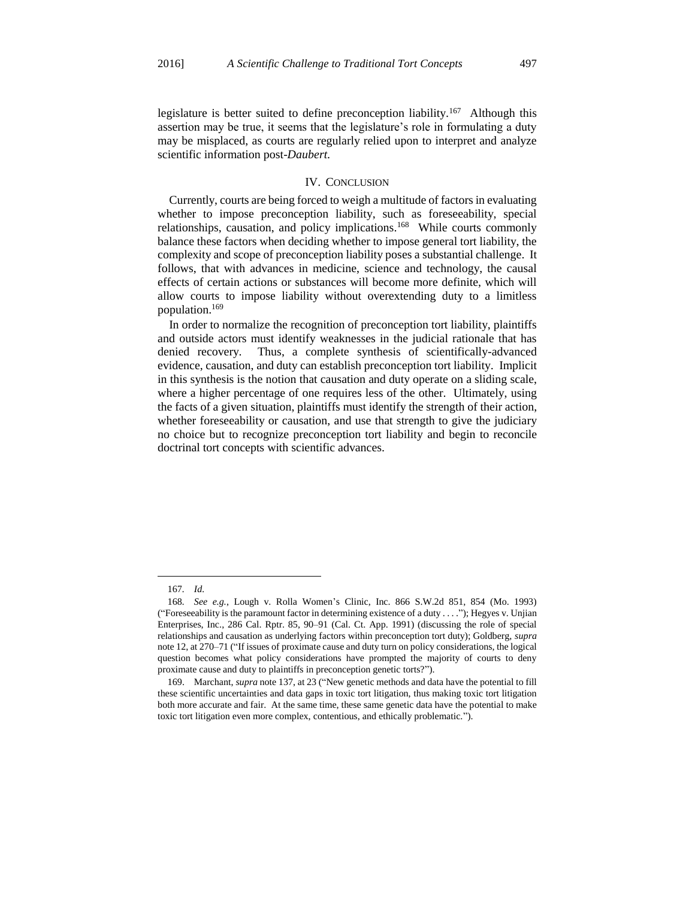legislature is better suited to define preconception liability.[167] Although this assertion may be true, it seems that the legislature's role in formulating a duty may be misplaced, as courts are regularly relied upon to interpret and analyze scientific information post-*Daubert*.

## IV. CONCLUSION

Currently, courts are being forced to weigh a multitude of factors in evaluating whether to impose preconception liability, such as foreseeability, special relationships, causation, and policy implications.[168] While courts commonly balance these factors when deciding whether to impose general tort liability, the complexity and scope of preconception liability poses a substantial challenge. It follows, that with advances in medicine, science and technology, the causal effects of certain actions or substances will become more definite, which will allow courts to impose liability without overextending duty to a limitless population.[169]

In order to normalize the recognition of preconception tort liability, plaintiffs and outside actors must identify weaknesses in the judicial rationale that has denied recovery. Thus, a complete synthesis of scientifically-advanced evidence, causation, and duty can establish preconception tort liability. Implicit in this synthesis is the notion that causation and duty operate on a sliding scale, where a higher percentage of one requires less of the other. Ultimately, using the facts of a given situation, plaintiffs must identify the strength of their action, whether foreseeability or causation, and use that strength to give the judiciary no choice but to recognize preconception tort liability and begin to reconcile doctrinal tort concepts with scientific advances.

---

167. *Id.*

168. *See e.g.*, Lough v. Rolla Women's Clinic, Inc. 866 S.W.2d 851, 854 (Mo. 1993) ("Foreseeability is the paramount factor in determining existence of a duty . . . ."); Hegyes v. Unjian Enterprises, Inc., 286 Cal. Rptr. 85, 90–91 (Cal. Ct. App. 1991) (discussing the role of special relationships and causation as underlying factors within preconception tort duty); Goldberg, *supra* note 12, at 270–71 ("If issues of proximate cause and duty turn on policy considerations, the logical question becomes what policy considerations have prompted the majority of courts to deny proximate cause and duty to plaintiffs in preconception genetic torts?").

169. Marchant, *supra* note 137, at 23 ("New genetic methods and data have the potential to fill these scientific uncertainties and data gaps in toxic tort litigation, thus making toxic tort litigation both more accurate and fair. At the same time, these same genetic data have the potential to make toxic tort litigation even more complex, contentious, and ethically problematic.").